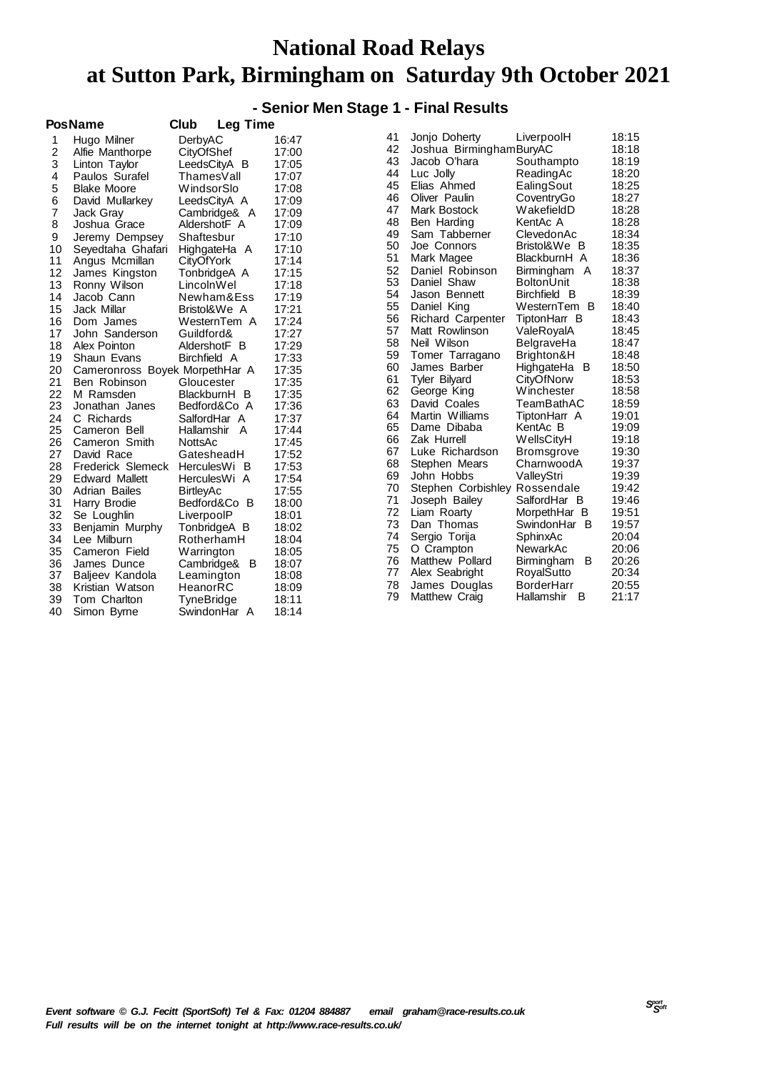# National Road Relays
# at Sutton Park, Birmingham on Saturday 9th October 2021

## - Senior Men Stage 1 - Final Results

| Pos | Name | Club | Leg Time |
|---|---|---|---|
| 1 | Hugo Milner | DerbyAC | 16:47 |
| 2 | Alfie Manthorpe | CityOfShef | 17:00 |
| 3 | Linton Taylor | LeedsCityA B | 17:05 |
| 4 | Paulos Surafel | ThamesVall | 17:07 |
| 5 | Blake Moore | WindsorSlo | 17:08 |
| 6 | David Mullarkey | LeedsCityA A | 17:09 |
| 7 | Jack Gray | Cambridge& A | 17:09 |
| 8 | Joshua Grace | AldershotF A | 17:09 |
| 9 | Jeremy Dempsey | Shaftesbur | 17:10 |
| 10 | Seyedtaha Ghafari | HighgateHa A | 17:10 |
| 11 | Angus Mcmillan | CityOfYork | 17:14 |
| 12 | James Kingston | TonbridgeA A | 17:15 |
| 13 | Ronny Wilson | LincolnWel | 17:18 |
| 14 | Jacob Cann | Newham&Ess | 17:19 |
| 15 | Jack Millar | Bristol&We A | 17:21 |
| 16 | Dom James | WesternTem A | 17:24 |
| 17 | John Sanderson | Guildford& | 17:27 |
| 18 | Alex Pointon | AldershotF B | 17:29 |
| 19 | Shaun Evans | Birchfield A | 17:33 |
| 20 | Cameronross Boyek | MorpethHar A | 17:35 |
| 21 | Ben Robinson | Gloucester | 17:35 |
| 22 | M Ramsden | BlackburnH B | 17:35 |
| 23 | Jonathan Janes | Bedford&Co A | 17:36 |
| 24 | C Richards | SalfordHar A | 17:37 |
| 25 | Cameron Bell | Hallamshir A | 17:44 |
| 26 | Cameron Smith | NottsAc | 17:45 |
| 27 | David Race | GatesheadH | 17:52 |
| 28 | Frederick Slemeck | HerculesWi B | 17:53 |
| 29 | Edward Mallett | HerculesWi A | 17:54 |
| 30 | Adrian Bailes | BirtleyAc | 17:55 |
| 31 | Harry Brodie | Bedford&Co B | 18:00 |
| 32 | Se Loughlin | LiverpoolP | 18:01 |
| 33 | Benjamin Murphy | TonbridgeA B | 18:02 |
| 34 | Lee Milburn | RotherhamH | 18:04 |
| 35 | Cameron Field | Warrington | 18:05 |
| 36 | James Dunce | Cambridge& B | 18:07 |
| 37 | Baljeev Kandola | Leamington | 18:08 |
| 38 | Kristian Watson | HeanorRC | 18:09 |
| 39 | Tom Charlton | TyneBridge | 18:11 |
| 40 | Simon Byrne | SwindonHar A | 18:14 |
| 41 | Jonjo Doherty | LiverpoolH | 18:15 |
| 42 | Joshua Birmingham | BuryAC | 18:18 |
| 43 | Jacob O'hara | Southampto | 18:19 |
| 44 | Luc Jolly | ReadingAc | 18:20 |
| 45 | Elias Ahmed | EalingSout | 18:25 |
| 46 | Oliver Paulin | CoventryGo | 18:27 |
| 47 | Mark Bostock | WakefieldD | 18:28 |
| 48 | Ben Harding | KentAc A | 18:28 |
| 49 | Sam Tabberner | ClevedonAc | 18:34 |
| 50 | Joe Connors | Bristol&We B | 18:35 |
| 51 | Mark Magee | BlackburnH A | 18:36 |
| 52 | Daniel Robinson | Birmingham A | 18:37 |
| 53 | Daniel Shaw | BoltonUnit | 18:38 |
| 54 | Jason Bennett | Birchfield B | 18:39 |
| 55 | Daniel King | WesternTem B | 18:40 |
| 56 | Richard Carpenter | TiptonHarr B | 18:43 |
| 57 | Matt Rowlinson | ValeRoyalA | 18:45 |
| 58 | Neil Wilson | BelgraveHa | 18:47 |
| 59 | Tomer Tarragano | Brighton&H | 18:48 |
| 60 | James Barber | HighgateHa B | 18:50 |
| 61 | Tyler Bilyard | CityOfNorw | 18:53 |
| 62 | George King | Winchester | 18:58 |
| 63 | David Coales | TeamBathAC | 18:59 |
| 64 | Martin Williams | TiptonHarr A | 19:01 |
| 65 | Dame Dibaba | KentAc B | 19:09 |
| 66 | Zak Hurrell | WellsCityH | 19:18 |
| 67 | Luke Richardson | Bromsgrove | 19:30 |
| 68 | Stephen Mears | CharnwoodA | 19:37 |
| 69 | John Hobbs | ValleyStri | 19:39 |
| 70 | Stephen Corbishley | Rossendale | 19:42 |
| 71 | Joseph Bailey | SalfordHar B | 19:46 |
| 72 | Liam Roarty | MorpethHar B | 19:51 |
| 73 | Dan Thomas | SwindonHar B | 19:57 |
| 74 | Sergio Torija | SphinxAc | 20:04 |
| 75 | O Crampton | NewarkAc | 20:06 |
| 76 | Matthew Pollard | Birmingham B | 20:26 |
| 77 | Alex Seabright | RoyalSutto | 20:34 |
| 78 | James Douglas | BorderHarr | 20:55 |
| 79 | Matthew Craig | Hallamshir B | 21:17 |

*Event software © G.J. Fecitt (SportSoft) Tel & Fax: 01204 884887 email graham@race-results.co.uk*
*Full results will be on the internet tonight at http://www.race-results.co.uk/*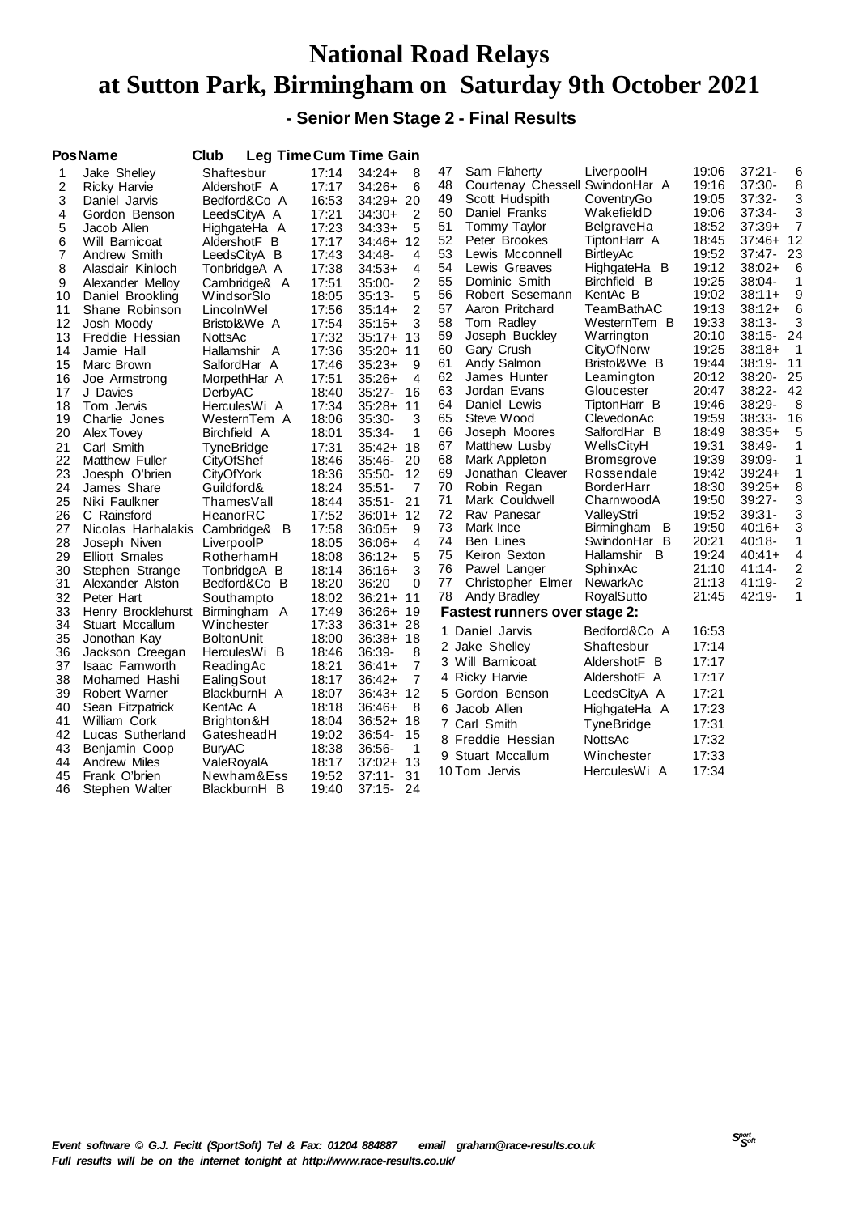# National Road Relays
# at Sutton Park, Birmingham on Saturday 9th October 2021

### - Senior Men Stage 2 - Final Results

| Pos | Name | Club | Leg Time | Cum Time | Gain |
|---|---|---|---|---|---|
| 1 | Jake Shelley | Shaftesbur | 17:14 | 34:24+ | 8 |
| 2 | Ricky Harvie | AldershotF A | 17:17 | 34:26+ | 6 |
| 3 | Daniel Jarvis | Bedford&Co A | 16:53 | 34:29+ | 20 |
| 4 | Gordon Benson | LeedsCityA A | 17:21 | 34:30+ | 2 |
| 5 | Jacob Allen | HighgateHa A | 17:23 | 34:33+ | 5 |
| 6 | Will Barnicoat | AldershotF B | 17:17 | 34:46+ | 12 |
| 7 | Andrew Smith | LeedsCityA B | 17:43 | 34:48- | 4 |
| 8 | Alasdair Kinloch | TonbridgeA A | 17:38 | 34:53+ | 4 |
| 9 | Alexander Melloy | Cambridge& A | 17:51 | 35:00- | 2 |
| 10 | Daniel Brookling | WindsorSlo | 18:05 | 35:13- | 5 |
| 11 | Shane Robinson | LincolnWel | 17:56 | 35:14+ | 2 |
| 12 | Josh Moody | Bristol&We A | 17:54 | 35:15+ | 3 |
| 13 | Freddie Hessian | NottsAc | 17:32 | 35:17+ | 13 |
| 14 | Jamie Hall | Hallamshir A | 17:36 | 35:20+ | 11 |
| 15 | Marc Brown | SalfordHar A | 17:46 | 35:23+ | 9 |
| 16 | Joe Armstrong | MorpethHar A | 17:51 | 35:26+ | 4 |
| 17 | J Davies | DerbyAC | 18:40 | 35:27- | 16 |
| 18 | Tom Jervis | HerculesWi A | 17:34 | 35:28+ | 11 |
| 19 | Charlie Jones | WesternTem A | 18:06 | 35:30- | 3 |
| 20 | Alex Tovey | Birchfield A | 18:01 | 35:34- | 1 |
| 21 | Carl Smith | TyneBridge | 17:31 | 35:42+ | 18 |
| 22 | Matthew Fuller | CityOfShef | 18:46 | 35:46- | 20 |
| 23 | Joesph O'brien | CityOfYork | 18:36 | 35:50- | 12 |
| 24 | James Share | Guildford& | 18:24 | 35:51- | 7 |
| 25 | Niki Faulkner | ThamesVall | 18:44 | 35:51- | 21 |
| 26 | C Rainsford | HeanorRC | 17:52 | 36:01+ | 12 |
| 27 | Nicolas Harhalakis | Cambridge& B | 17:58 | 36:05+ | 9 |
| 28 | Joseph Niven | LiverpoolP | 18:05 | 36:06+ | 4 |
| 29 | Elliott Smales | RotherhamH | 18:08 | 36:12+ | 5 |
| 30 | Stephen Strange | TonbridgeA B | 18:14 | 36:16+ | 3 |
| 31 | Alexander Alston | Bedford&Co B | 18:20 | 36:20 | 0 |
| 32 | Peter Hart | Southampto | 18:02 | 36:21+ | 11 |
| 33 | Henry Brocklehurst | Birmingham A | 17:49 | 36:26+ | 19 |
| 34 | Stuart Mccallum | Winchester | 17:33 | 36:31+ | 28 |
| 35 | Jonothan Kay | BoltonUnit | 18:00 | 36:38+ | 18 |
| 36 | Jackson Creegan | HerculesWi B | 18:46 | 36:39- | 8 |
| 37 | Isaac Farnworth | ReadingAc | 18:21 | 36:41+ | 7 |
| 38 | Mohamed Hashi | EalingSout | 18:17 | 36:42+ | 7 |
| 39 | Robert Warner | BlackburnH A | 18:07 | 36:43+ | 12 |
| 40 | Sean Fitzpatrick | KentAc A | 18:18 | 36:46+ | 8 |
| 41 | William Cork | Brighton&H | 18:04 | 36:52+ | 18 |
| 42 | Lucas Sutherland | GatesheadH | 19:02 | 36:54- | 15 |
| 43 | Benjamin Coop | BuryAC | 18:38 | 36:56- | 1 |
| 44 | Andrew Miles | ValeRoyalA | 18:17 | 37:02+ | 13 |
| 45 | Frank O'brien | Newham&Ess | 19:52 | 37:11- | 31 |
| 46 | Stephen Walter | BlackburnH B | 19:40 | 37:15- | 24 |
| 47 | Sam Flaherty | LiverpoolH | 19:06 | 37:21- | 6 |
| 48 | Courtenay Chessell | SwindonHar A | 19:16 | 37:30- | 8 |
| 49 | Scott Hudspith | CoventryGo | 19:05 | 37:32- | 3 |
| 50 | Daniel Franks | WakefieldD | 19:06 | 37:34- | 3 |
| 51 | Tommy Taylor | BelgraveHa | 18:52 | 37:39+ | 7 |
| 52 | Peter Brookes | TiptonHarr A | 18:45 | 37:46+ | 12 |
| 53 | Lewis Mcconnell | BirtleyAc | 19:52 | 37:47- | 23 |
| 54 | Lewis Greaves | HighgateHa B | 19:12 | 38:02+ | 6 |
| 55 | Dominic Smith | Birchfield B | 19:25 | 38:04- | 1 |
| 56 | Robert Sesemann | KentAc B | 19:02 | 38:11+ | 9 |
| 57 | Aaron Pritchard | TeamBathAC | 19:13 | 38:12+ | 6 |
| 58 | Tom Radley | WesternTem B | 19:33 | 38:13- | 3 |
| 59 | Joseph Buckley | Warrington | 20:10 | 38:15- | 24 |
| 60 | Gary Crush | CityOfNorw | 19:25 | 38:18+ | 1 |
| 61 | Andy Salmon | Bristol&We B | 19:44 | 38:19- | 11 |
| 62 | James Hunter | Leamington | 20:12 | 38:20- | 25 |
| 63 | Jordan Evans | Gloucester | 20:47 | 38:22- | 42 |
| 64 | Daniel Lewis | TiptonHarr B | 19:46 | 38:29- | 8 |
| 65 | Steve Wood | ClevedonAc | 19:59 | 38:33- | 16 |
| 66 | Joseph Moores | SalfordHar B | 18:49 | 38:35+ | 5 |
| 67 | Matthew Lusby | WellsCityH | 19:31 | 38:49- | 1 |
| 68 | Mark Appleton | Bromsgrove | 19:39 | 39:09- | 1 |
| 69 | Jonathan Cleaver | Rossendale | 19:42 | 39:24+ | 1 |
| 70 | Robin Regan | BorderHarr | 18:30 | 39:25+ | 8 |
| 71 | Mark Couldwell | CharnwoodA | 19:50 | 39:27- | 3 |
| 72 | Rav Panesar | ValleyStri | 19:52 | 39:31- | 3 |
| 73 | Mark Ince | Birmingham B | 19:50 | 40:16+ | 3 |
| 74 | Ben Lines | SwindonHar B | 20:21 | 40:18- | 1 |
| 75 | Keiron Sexton | Hallamshir B | 19:24 | 40:41+ | 4 |
| 76 | Pawel Langer | SphinxAc | 21:10 | 41:14- | 2 |
| 77 | Christopher Elmer | NewarkAc | 21:13 | 41:19- | 2 |
| 78 | Andy Bradley | RoyalSutto | 21:45 | 42:19- | 1 |

**Fastest runners over stage 2:**

| | Name | Club | Time |
|---|---|---|---|
| 1 | Daniel Jarvis | Bedford&Co A | 16:53 |
| 2 | Jake Shelley | Shaftesbur | 17:14 |
| 3 | Will Barnicoat | AldershotF B | 17:17 |
| 4 | Ricky Harvie | AldershotF A | 17:17 |
| 5 | Gordon Benson | LeedsCityA A | 17:21 |
| 6 | Jacob Allen | HighgateHa A | 17:23 |
| 7 | Carl Smith | TyneBridge | 17:31 |
| 8 | Freddie Hessian | NottsAc | 17:32 |
| 9 | Stuart Mccallum | Winchester | 17:33 |
| 10 | Tom Jervis | HerculesWi A | 17:34 |

*Event software © G.J. Fecitt (SportSoft) Tel & Fax: 01204 884887 email graham@race-results.co.uk*
*Full results will be on the internet tonight at http://www.race-results.co.uk/*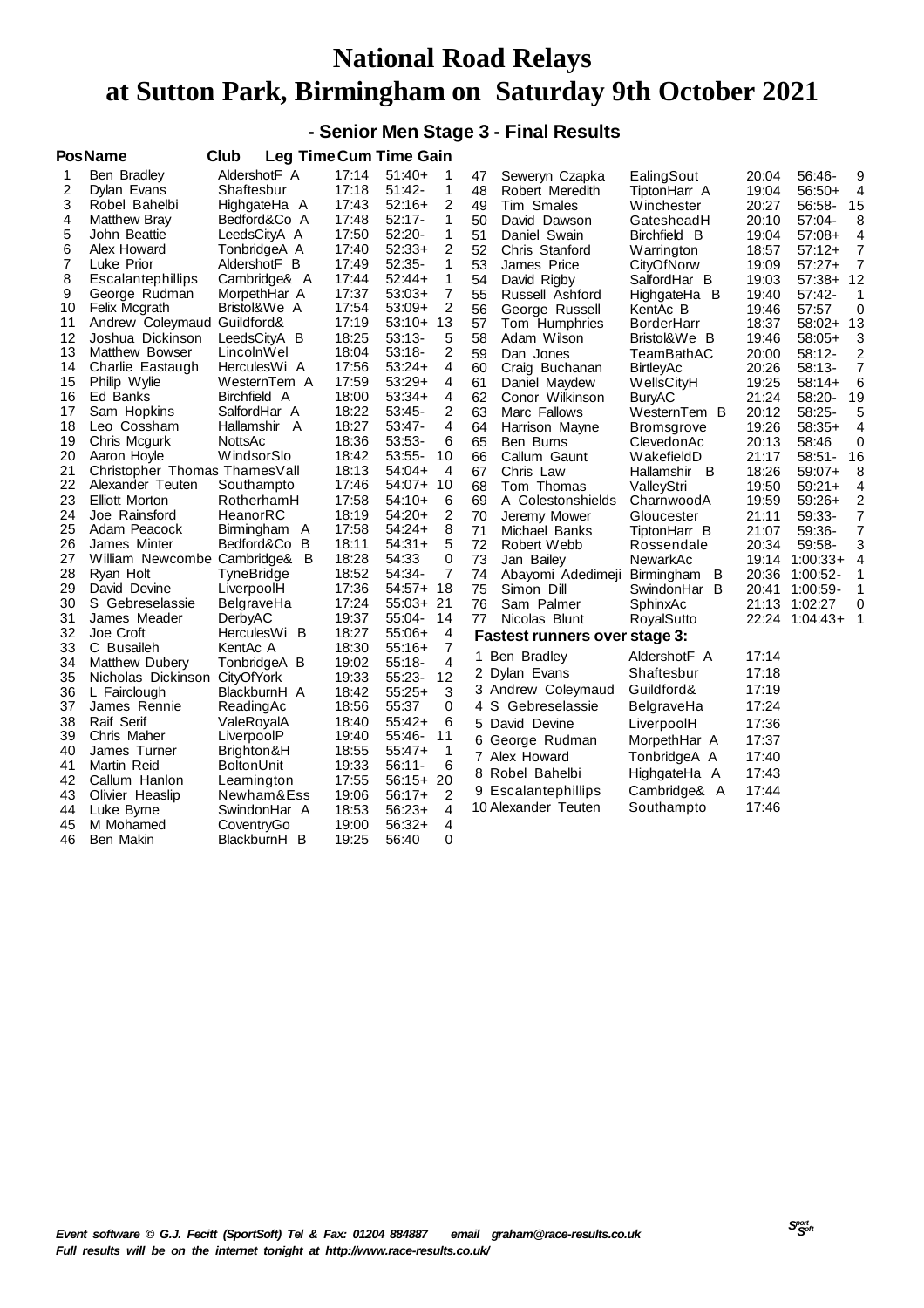# National Road Relays
# at Sutton Park, Birmingham on Saturday 9th October 2021

## - Senior Men Stage 3 - Final Results

| Pos | Name | Club | Leg Time | Cum Time | Gain |
|---|---|---|---|---|---|
| 1 | Ben Bradley | AldershotF A | 17:14 | 51:40+ | 1 |
| 2 | Dylan Evans | Shaftesbur | 17:18 | 51:42- | 1 |
| 3 | Robel Bahelbi | HighgateHa A | 17:43 | 52:16+ | 2 |
| 4 | Matthew Bray | Bedford&Co A | 17:48 | 52:17- | 1 |
| 5 | John Beattie | LeedsCityA A | 17:50 | 52:20- | 1 |
| 6 | Alex Howard | TonbridgeA A | 17:40 | 52:33+ | 2 |
| 7 | Luke Prior | AldershotF B | 17:49 | 52:35- | 1 |
| 8 | Escalantephillips | Cambridge& A | 17:44 | 52:44+ | 1 |
| 9 | George Rudman | MorpethHar A | 17:37 | 53:03+ | 7 |
| 10 | Felix Mcgrath | Bristol&We A | 17:54 | 53:09+ | 2 |
| 11 | Andrew Coleymaud | Guildford& | 17:19 | 53:10+ | 13 |
| 12 | Joshua Dickinson | LeedsCityA B | 18:25 | 53:13- | 5 |
| 13 | Matthew Bowser | LincolnWel | 18:04 | 53:18- | 2 |
| 14 | Charlie Eastaugh | HerculesWi A | 17:56 | 53:24+ | 4 |
| 15 | Philip Wylie | WesternTem A | 17:59 | 53:29+ | 4 |
| 16 | Ed Banks | Birchfield A | 18:00 | 53:34+ | 4 |
| 17 | Sam Hopkins | SalfordHar A | 18:22 | 53:45- | 2 |
| 18 | Leo Cossham | Hallamshir A | 18:27 | 53:47- | 4 |
| 19 | Chris Mcgurk | NottsAc | 18:36 | 53:53- | 6 |
| 20 | Aaron Hoyle | WindsorSlo | 18:42 | 53:55- | 10 |
| 21 | Christopher Thomas | ThamesVall | 18:13 | 54:04+ | 4 |
| 22 | Alexander Teuten | Southampto | 17:46 | 54:07+ | 10 |
| 23 | Elliott Morton | RotherhamH | 17:58 | 54:10+ | 6 |
| 24 | Joe Rainsford | HeanorRC | 18:19 | 54:20+ | 2 |
| 25 | Adam Peacock | Birmingham A | 17:58 | 54:24+ | 8 |
| 26 | James Minter | Bedford&Co B | 18:11 | 54:31+ | 5 |
| 27 | William Newcombe | Cambridge& B | 18:28 | 54:33 | 0 |
| 28 | Ryan Holt | TyneBridge | 18:52 | 54:34- | 7 |
| 29 | David Devine | LiverpoolH | 17:36 | 54:57+ | 18 |
| 30 | S Gebreselassie | BelgraveHa | 17:24 | 55:03+ | 21 |
| 31 | James Meader | DerbyAC | 19:37 | 55:04- | 14 |
| 32 | Joe Croft | HerculesWi B | 18:27 | 55:06+ | 4 |
| 33 | C Busaileh | KentAc A | 18:30 | 55:16+ | 7 |
| 34 | Matthew Dubery | TonbridgeA B | 19:02 | 55:18- | 4 |
| 35 | Nicholas Dickinson | CityOfYork | 19:33 | 55:23- | 12 |
| 36 | L Fairclough | BlackburnH A | 18:42 | 55:25+ | 3 |
| 37 | James Rennie | ReadingAc | 18:56 | 55:37 | 0 |
| 38 | Raif Serif | ValeRoyalA | 18:40 | 55:42+ | 6 |
| 39 | Chris Maher | LiverpoolP | 19:40 | 55:46- | 11 |
| 40 | James Turner | Brighton&H | 18:55 | 55:47+ | 1 |
| 41 | Martin Reid | BoltonUnit | 19:33 | 56:11- | 6 |
| 42 | Callum Hanlon | Leamington | 17:55 | 56:15+ | 20 |
| 43 | Olivier Heaslip | Newham&Ess | 19:06 | 56:17+ | 2 |
| 44 | Luke Byrne | SwindonHar A | 18:53 | 56:23+ | 4 |
| 45 | M Mohamed | CoventryGo | 19:00 | 56:32+ | 4 |
| 46 | Ben Makin | BlackburnH B | 19:25 | 56:40 | 0 |
| 47 | Seweryn Czapka | EalingSout | 20:04 | 56:46- | 9 |
| 48 | Robert Meredith | TiptonHarr A | 19:04 | 56:50+ | 4 |
| 49 | Tim Smales | Winchester | 20:27 | 56:58- | 15 |
| 50 | David Dawson | GatesheadH | 20:10 | 57:04- | 8 |
| 51 | Daniel Swain | Birchfield B | 19:04 | 57:08+ | 4 |
| 52 | Chris Stanford | Warrington | 18:57 | 57:12+ | 7 |
| 53 | James Price | CityOfNorw | 19:09 | 57:27+ | 7 |
| 54 | David Rigby | SalfordHar B | 19:03 | 57:38+ | 12 |
| 55 | Russell Ashford | HighgateHa B | 19:40 | 57:42- | 1 |
| 56 | George Russell | KentAc B | 19:46 | 57:57 | 0 |
| 57 | Tom Humphries | BorderHarr | 18:37 | 58:02+ | 13 |
| 58 | Adam Wilson | Bristol&We B | 19:46 | 58:05+ | 3 |
| 59 | Dan Jones | TeamBathAC | 20:00 | 58:12- | 2 |
| 60 | Craig Buchanan | BirtleyAc | 20:26 | 58:13- | 7 |
| 61 | Daniel Maydew | WellsCityH | 19:25 | 58:14+ | 6 |
| 62 | Conor Wilkinson | BuryAC | 21:24 | 58:20- | 19 |
| 63 | Marc Fallows | WesternTem B | 20:12 | 58:25- | 5 |
| 64 | Harrison Mayne | Bromsgrove | 19:26 | 58:35+ | 4 |
| 65 | Ben Burns | ClevedonAc | 20:13 | 58:46 | 0 |
| 66 | Callum Gaunt | WakefieldD | 21:17 | 58:51- | 16 |
| 67 | Chris Law | Hallamshir B | 18:26 | 59:07+ | 8 |
| 68 | Tom Thomas | ValleyStri | 19:50 | 59:21+ | 4 |
| 69 | A Colestonshields | CharnwoodA | 19:59 | 59:26+ | 2 |
| 70 | Jeremy Mower | Gloucester | 21:11 | 59:33- | 7 |
| 71 | Michael Banks | TiptonHarr B | 21:07 | 59:36- | 7 |
| 72 | Robert Webb | Rossendale | 20:34 | 59:58- | 3 |
| 73 | Jan Bailey | NewarkAc | 19:14 | 1:00:33+ | 4 |
| 74 | Abayomi Adedimeji | Birmingham B | 20:36 | 1:00:52- | 1 |
| 75 | Simon Dill | SwindonHar B | 20:41 | 1:00:59- | 1 |
| 76 | Sam Palmer | SphinxAc | 21:13 | 1:02:27 | 0 |
| 77 | Nicolas Blunt | RoyalSutto | 22:24 | 1:04:43+ | 1 |

### Fastest runners over stage 3:

| Pos | Name | Club | Time |
|---|---|---|---|
| 1 | Ben Bradley | AldershotF A | 17:14 |
| 2 | Dylan Evans | Shaftesbur | 17:18 |
| 3 | Andrew Coleymaud | Guildford& | 17:19 |
| 4 | S Gebreselassie | BelgraveHa | 17:24 |
| 5 | David Devine | LiverpoolH | 17:36 |
| 6 | George Rudman | MorpethHar A | 17:37 |
| 7 | Alex Howard | TonbridgeA A | 17:40 |
| 8 | Robel Bahelbi | HighgateHa A | 17:43 |
| 9 | Escalantephillips | Cambridge& A | 17:44 |
| 10 | Alexander Teuten | Southampto | 17:46 |

*Event software © G.J. Fecitt (SportSoft) Tel & Fax: 01204 884887 email graham@race-results.co.uk*
*Full results will be on the internet tonight at http://www.race-results.co.uk/*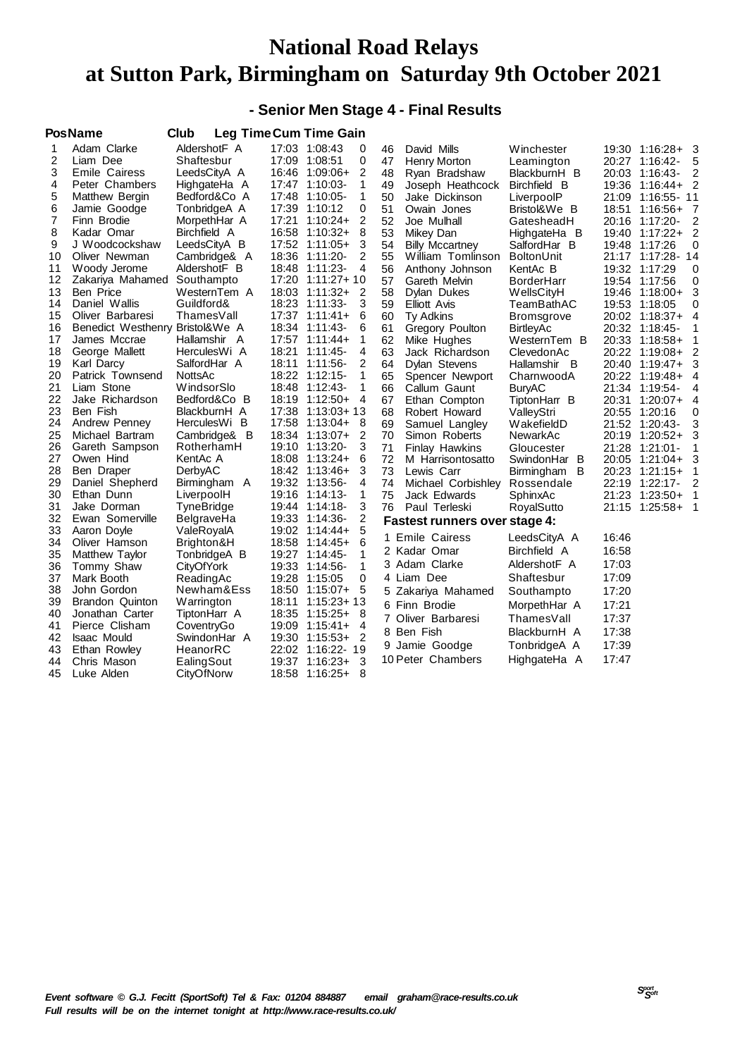# National Road Relays
# at Sutton Park, Birmingham on Saturday 9th October 2021

## - Senior Men Stage 4 - Final Results

| Pos | Name | Club | Leg Time | Cum Time | Gain |
|---|---|---|---|---|---|
| 1 | Adam Clarke | AldershotF A | 17:03 | 1:08:43 | 0 |
| 2 | Liam Dee | Shaftesbur | 17:09 | 1:08:51 | 0 |
| 3 | Emile Cairess | LeedsCityA A | 16:46 | 1:09:06+ | 2 |
| 4 | Peter Chambers | HighgateHa A | 17:47 | 1:10:03- | 1 |
| 5 | Matthew Bergin | Bedford&Co A | 17:48 | 1:10:05- | 1 |
| 6 | Jamie Goodge | TonbridgeA A | 17:39 | 1:10:12 | 0 |
| 7 | Finn Brodie | MorpethHar A | 17:21 | 1:10:24+ | 2 |
| 8 | Kadar Omar | Birchfield A | 16:58 | 1:10:32+ | 8 |
| 9 | J Woodcockshaw | LeedsCityA B | 17:52 | 1:11:05+ | 3 |
| 10 | Oliver Newman | Cambridge& A | 18:36 | 1:11:20- | 2 |
| 11 | Woody Jerome | AldershotF B | 18:48 | 1:11:23- | 4 |
| 12 | Zakariya Mahamed | Southampto | 17:20 | 1:11:27+ | 10 |
| 13 | Ben Price | WesternTem A | 18:03 | 1:11:32+ | 2 |
| 14 | Daniel Wallis | Guildford& | 18:23 | 1:11:33- | 3 |
| 15 | Oliver Barbaresi | ThamesVall | 17:37 | 1:11:41+ | 6 |
| 16 | Benedict Westhenry | Bristol&We A | 18:34 | 1:11:43- | 6 |
| 17 | James Mccrae | Hallamshir A | 17:57 | 1:11:44+ | 1 |
| 18 | George Mallett | HerculesWi A | 18:21 | 1:11:45- | 4 |
| 19 | Karl Darcy | SalfordHar A | 18:11 | 1:11:56- | 2 |
| 20 | Patrick Townsend | NottsAc | 18:22 | 1:12:15- | 1 |
| 21 | Liam Stone | WindsorSlo | 18:48 | 1:12:43- | 1 |
| 22 | Jake Richardson | Bedford&Co B | 18:19 | 1:12:50+ | 4 |
| 23 | Ben Fish | BlackburnH A | 17:38 | 1:13:03+ | 13 |
| 24 | Andrew Penney | HerculesWi B | 17:58 | 1:13:04+ | 8 |
| 25 | Michael Bartram | Cambridge& B | 18:34 | 1:13:07+ | 2 |
| 26 | Gareth Sampson | RotherhamH | 19:10 | 1:13:20- | 3 |
| 27 | Owen Hind | KentAc A | 18:08 | 1:13:24+ | 6 |
| 28 | Ben Draper | DerbyAC | 18:42 | 1:13:46+ | 3 |
| 29 | Daniel Shepherd | Birmingham A | 19:32 | 1:13:56- | 4 |
| 30 | Ethan Dunn | LiverpoolH | 19:16 | 1:14:13- | 1 |
| 31 | Jake Dorman | TyneBridge | 19:44 | 1:14:18- | 3 |
| 32 | Ewan Somerville | BelgraveHa | 19:33 | 1:14:36- | 2 |
| 33 | Aaron Doyle | ValeRoyalA | 19:02 | 1:14:44+ | 5 |
| 34 | Oliver Hamson | Brighton&H | 18:58 | 1:14:45+ | 6 |
| 35 | Matthew Taylor | TonbridgeA B | 19:27 | 1:14:45- | 1 |
| 36 | Tommy Shaw | CityOfYork | 19:33 | 1:14:56- | 1 |
| 37 | Mark Booth | ReadingAc | 19:28 | 1:15:05 | 0 |
| 38 | John Gordon | Newham&Ess | 18:50 | 1:15:07+ | 5 |
| 39 | Brandon Quinton | Warrington | 18:11 | 1:15:23+ | 13 |
| 40 | Jonathan Carter | TiptonHarr A | 18:35 | 1:15:25+ | 8 |
| 41 | Pierce Clisham | CoventryGo | 19:09 | 1:15:41+ | 4 |
| 42 | Isaac Mould | SwindonHar A | 19:30 | 1:15:53+ | 2 |
| 43 | Ethan Rowley | HeanorRC | 22:02 | 1:16:22- | 19 |
| 44 | Chris Mason | EalingSout | 19:37 | 1:16:23+ | 3 |
| 45 | Luke Alden | CityOfNorw | 18:58 | 1:16:25+ | 8 |
| 46 | David Mills | Winchester | 19:30 | 1:16:28+ | 3 |
| 47 | Henry Morton | Leamington | 20:27 | 1:16:42- | 5 |
| 48 | Ryan Bradshaw | BlackburnH B | 20:03 | 1:16:43- | 2 |
| 49 | Joseph Heathcock | Birchfield B | 19:36 | 1:16:44+ | 2 |
| 50 | Jake Dickinson | LiverpoolP | 21:09 | 1:16:55- | 11 |
| 51 | Owain Jones | Bristol&We B | 18:51 | 1:16:56+ | 7 |
| 52 | Joe Mulhall | GatesheadH | 20:16 | 1:17:20- | 2 |
| 53 | Mikey Dan | HighgateHa B | 19:40 | 1:17:22+ | 2 |
| 54 | Billy Mccartney | SalfordHar B | 19:48 | 1:17:26 | 0 |
| 55 | William Tomlinson | BoltonUnit | 21:17 | 1:17:28- | 14 |
| 56 | Anthony Johnson | KentAc B | 19:32 | 1:17:29 | 0 |
| 57 | Gareth Melvin | BorderHarr | 19:54 | 1:17:56 | 0 |
| 58 | Dylan Dukes | WellsCityH | 19:46 | 1:18:00+ | 3 |
| 59 | Elliott Avis | TeamBathAC | 19:53 | 1:18:05 | 0 |
| 60 | Ty Adkins | Bromsgrove | 20:02 | 1:18:37+ | 4 |
| 61 | Gregory Poulton | BirtleyAc | 20:32 | 1:18:45- | 1 |
| 62 | Mike Hughes | WesternTem B | 20:33 | 1:18:58+ | 1 |
| 63 | Jack Richardson | ClevedonAc | 20:22 | 1:19:08+ | 2 |
| 64 | Dylan Stevens | Hallamshir B | 20:40 | 1:19:47+ | 3 |
| 65 | Spencer Newport | CharnwoodA | 20:22 | 1:19:48+ | 4 |
| 66 | Callum Gaunt | BuryAC | 21:34 | 1:19:54- | 4 |
| 67 | Ethan Compton | TiptonHarr B | 20:31 | 1:20:07+ | 4 |
| 68 | Robert Howard | ValleyStri | 20:55 | 1:20:16 | 0 |
| 69 | Samuel Langley | WakefieldD | 21:52 | 1:20:43- | 3 |
| 70 | Simon Roberts | NewarkAc | 20:19 | 1:20:52+ | 3 |
| 71 | Finlay Hawkins | Gloucester | 21:28 | 1:21:01- | 1 |
| 72 | M Harrisontosatto | SwindonHar B | 20:05 | 1:21:04+ | 3 |
| 73 | Lewis Carr | Birmingham B | 20:23 | 1:21:15+ | 1 |
| 74 | Michael Corbishley | Rossendale | 22:19 | 1:22:17- | 2 |
| 75 | Jack Edwards | SphinxAc | 21:23 | 1:23:50+ | 1 |
| 76 | Paul Terleski | RoyalSutto | 21:15 | 1:25:58+ | 1 |

### Fastest runners over stage 4:

| | Name | Club | Time |
|---|---|---|---|
| 1 | Emile Cairess | LeedsCityA A | 16:46 |
| 2 | Kadar Omar | Birchfield A | 16:58 |
| 3 | Adam Clarke | AldershotF A | 17:03 |
| 4 | Liam Dee | Shaftesbur | 17:09 |
| 5 | Zakariya Mahamed | Southampto | 17:20 |
| 6 | Finn Brodie | MorpethHar A | 17:21 |
| 7 | Oliver Barbaresi | ThamesVall | 17:37 |
| 8 | Ben Fish | BlackburnH A | 17:38 |
| 9 | Jamie Goodge | TonbridgeA A | 17:39 |
| 10 | Peter Chambers | HighgateHa A | 17:47 |

*Event software © G.J. Fecitt (SportSoft) Tel & Fax: 01204 884887 email graham@race-results.co.uk*
*Full results will be on the internet tonight at http://www.race-results.co.uk/*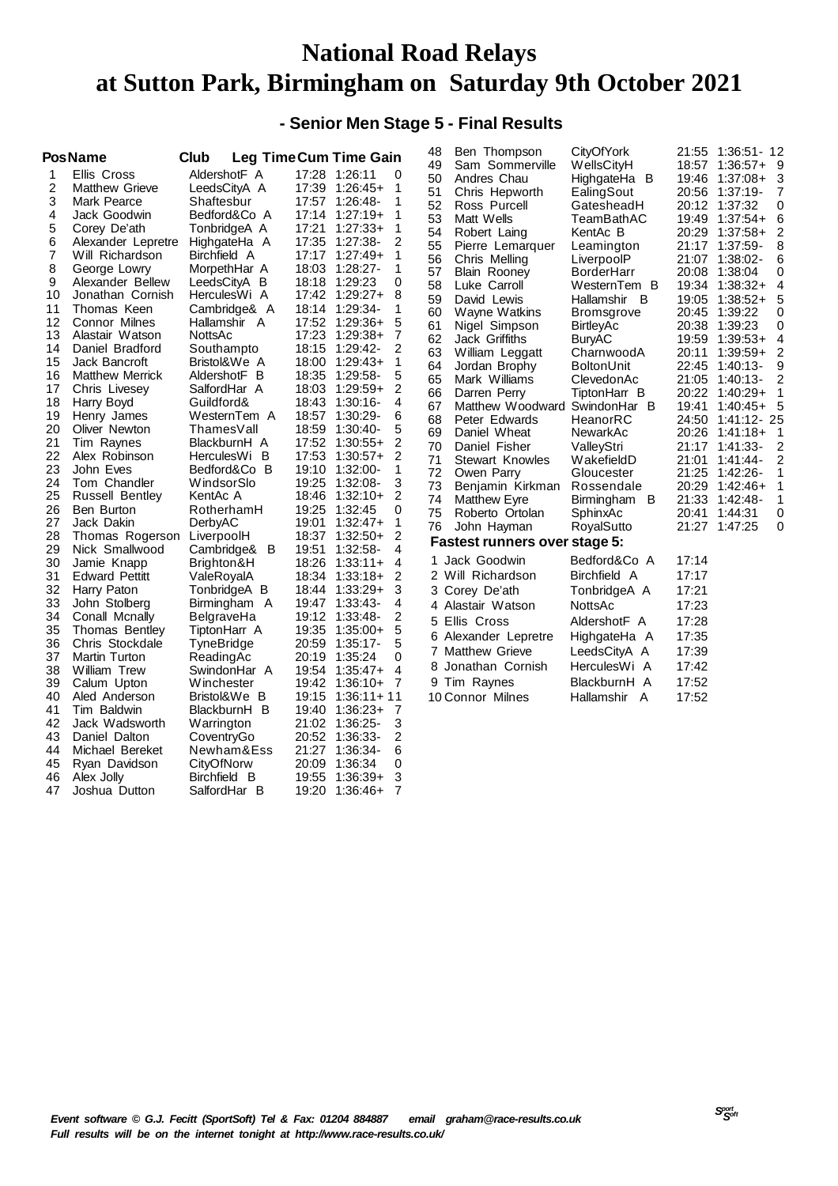# National Road Relays
# at Sutton Park, Birmingham on Saturday 9th October 2021

## - Senior Men Stage 5 - Final Results

| Pos | Name | Club | Leg Time | Cum Time | Gain |
|---|---|---|---|---|---|
| 1 | Ellis Cross | AldershotF A | 17:28 | 1:26:11 | 0 |
| 2 | Matthew Grieve | LeedsCityA A | 17:39 | 1:26:45+ | 1 |
| 3 | Mark Pearce | Shaftesbur | 17:57 | 1:26:48- | 1 |
| 4 | Jack Goodwin | Bedford&Co A | 17:14 | 1:27:19+ | 1 |
| 5 | Corey De'ath | TonbridgeA A | 17:21 | 1:27:33+ | 1 |
| 6 | Alexander Lepretre | HighgateHa A | 17:35 | 1:27:38- | 2 |
| 7 | Will Richardson | Birchfield A | 17:17 | 1:27:49+ | 1 |
| 8 | George Lowry | MorpethHar A | 18:03 | 1:28:27- | 1 |
| 9 | Alexander Bellew | LeedsCityA B | 18:18 | 1:29:23 | 0 |
| 10 | Jonathan Cornish | HerculesWi A | 17:42 | 1:29:27+ | 8 |
| 11 | Thomas Keen | Cambridge& A | 18:14 | 1:29:34- | 1 |
| 12 | Connor Milnes | Hallamshir A | 17:52 | 1:29:36+ | 5 |
| 13 | Alastair Watson | NottsAc | 17:23 | 1:29:38+ | 7 |
| 14 | Daniel Bradford | Southampto | 18:15 | 1:29:42- | 2 |
| 15 | Jack Bancroft | Bristol&We A | 18:00 | 1:29:43+ | 1 |
| 16 | Matthew Merrick | AldershotF B | 18:35 | 1:29:58- | 5 |
| 17 | Chris Livesey | SalfordHar A | 18:03 | 1:29:59+ | 2 |
| 18 | Harry Boyd | Guildford& | 18:43 | 1:30:16- | 4 |
| 19 | Henry James | WesternTem A | 18:57 | 1:30:29- | 6 |
| 20 | Oliver Newton | ThamesVall | 18:59 | 1:30:40- | 5 |
| 21 | Tim Raynes | BlackburnH A | 17:52 | 1:30:55+ | 2 |
| 22 | Alex Robinson | HerculesWi B | 17:53 | 1:30:57+ | 2 |
| 23 | John Eves | Bedford&Co B | 19:10 | 1:32:00- | 1 |
| 24 | Tom Chandler | WindsorSlo | 19:25 | 1:32:08- | 3 |
| 25 | Russell Bentley | KentAc A | 18:46 | 1:32:10+ | 2 |
| 26 | Ben Burton | RotherhamH | 19:25 | 1:32:45 | 0 |
| 27 | Jack Dakin | DerbyAC | 19:01 | 1:32:47+ | 1 |
| 28 | Thomas Rogerson | LiverpoolH | 18:37 | 1:32:50+ | 2 |
| 29 | Nick Smallwood | Cambridge& B | 19:51 | 1:32:58- | 4 |
| 30 | Jamie Knapp | Brighton&H | 18:26 | 1:33:11+ | 4 |
| 31 | Edward Pettitt | ValeRoyalA | 18:34 | 1:33:18+ | 2 |
| 32 | Harry Paton | TonbridgeA B | 18:44 | 1:33:29+ | 3 |
| 33 | John Stolberg | Birmingham A | 19:47 | 1:33:43- | 4 |
| 34 | Conall Mcnally | BelgraveHa | 19:12 | 1:33:48- | 2 |
| 35 | Thomas Bentley | TiptonHarr A | 19:35 | 1:35:00+ | 5 |
| 36 | Chris Stockdale | TyneBridge | 20:59 | 1:35:17- | 5 |
| 37 | Martin Turton | ReadingAc | 20:19 | 1:35:24 | 0 |
| 38 | William Trew | SwindonHar A | 19:54 | 1:35:47+ | 4 |
| 39 | Calum Upton | Winchester | 19:42 | 1:36:10+ | 7 |
| 40 | Aled Anderson | Bristol&We B | 19:15 | 1:36:11+ | 11 |
| 41 | Tim Baldwin | BlackburnH B | 19:40 | 1:36:23+ | 7 |
| 42 | Jack Wadsworth | Warrington | 21:02 | 1:36:25- | 3 |
| 43 | Daniel Dalton | CoventryGo | 20:52 | 1:36:33- | 2 |
| 44 | Michael Bereket | Newham&Ess | 21:27 | 1:36:34- | 6 |
| 45 | Ryan Davidson | CityOfNorw | 20:09 | 1:36:34 | 0 |
| 46 | Alex Jolly | Birchfield B | 19:55 | 1:36:39+ | 3 |
| 47 | Joshua Dutton | SalfordHar B | 19:20 | 1:36:46+ | 7 |
| 48 | Ben Thompson | CityOfYork | 21:55 | 1:36:51- | 12 |
| 49 | Sam Sommerville | WellsCityH | 18:57 | 1:36:57+ | 9 |
| 50 | Andres Chau | HighgateHa B | 19:46 | 1:37:08+ | 3 |
| 51 | Chris Hepworth | EalingSout | 20:56 | 1:37:19- | 7 |
| 52 | Ross Purcell | GatesheadH | 20:12 | 1:37:32 | 0 |
| 53 | Matt Wells | TeamBathAC | 19:49 | 1:37:54+ | 6 |
| 54 | Robert Laing | KentAc B | 20:29 | 1:37:58+ | 2 |
| 55 | Pierre Lemarquer | Leamington | 21:17 | 1:37:59- | 8 |
| 56 | Chris Melling | LiverpoolP | 21:07 | 1:38:02- | 6 |
| 57 | Blain Rooney | BorderHarr | 20:08 | 1:38:04 | 0 |
| 58 | Luke Carroll | WesternTem B | 19:34 | 1:38:32+ | 4 |
| 59 | David Lewis | Hallamshir B | 19:05 | 1:38:52+ | 5 |
| 60 | Wayne Watkins | Bromsgrove | 20:45 | 1:39:22 | 0 |
| 61 | Nigel Simpson | BirtleyAc | 20:38 | 1:39:23 | 0 |
| 62 | Jack Griffiths | BuryAC | 19:59 | 1:39:53+ | 4 |
| 63 | William Leggatt | CharnwoodA | 20:11 | 1:39:59+ | 2 |
| 64 | Jordan Brophy | BoltonUnit | 22:45 | 1:40:13- | 9 |
| 65 | Mark Williams | ClevedonAc | 21:05 | 1:40:13- | 2 |
| 66 | Darren Perry | TiptonHarr B | 20:22 | 1:40:29+ | 1 |
| 67 | Matthew Woodward | SwindonHar B | 19:41 | 1:40:45+ | 5 |
| 68 | Peter Edwards | HeanorRC | 24:50 | 1:41:12- | 25 |
| 69 | Daniel Wheat | NewarkAc | 20:26 | 1:41:18+ | 1 |
| 70 | Daniel Fisher | ValleyStri | 21:17 | 1:41:33- | 2 |
| 71 | Stewart Knowles | WakefieldD | 21:01 | 1:41:44- | 2 |
| 72 | Owen Parry | Gloucester | 21:25 | 1:42:26- | 1 |
| 73 | Benjamin Kirkman | Rossendale | 20:29 | 1:42:46+ | 1 |
| 74 | Matthew Eyre | Birmingham B | 21:33 | 1:42:48- | 1 |
| 75 | Roberto Ortolan | SphinxAc | 20:41 | 1:44:31 | 0 |
| 76 | John Hayman | RoyalSutto | 21:27 | 1:47:25 | 0 |

### Fastest runners over stage 5:

| | Name | Club | Time |
|---|---|---|---|
| 1 | Jack Goodwin | Bedford&Co A | 17:14 |
| 2 | Will Richardson | Birchfield A | 17:17 |
| 3 | Corey De'ath | TonbridgeA A | 17:21 |
| 4 | Alastair Watson | NottsAc | 17:23 |
| 5 | Ellis Cross | AldershotF A | 17:28 |
| 6 | Alexander Lepretre | HighgateHa A | 17:35 |
| 7 | Matthew Grieve | LeedsCityA A | 17:39 |
| 8 | Jonathan Cornish | HerculesWi A | 17:42 |
| 9 | Tim Raynes | BlackburnH A | 17:52 |
| 10 | Connor Milnes | Hallamshir A | 17:52 |

*Event software © G.J. Fecitt (SportSoft) Tel & Fax: 01204 884887 email graham@race-results.co.uk*
*Full results will be on the internet tonight at http://www.race-results.co.uk/*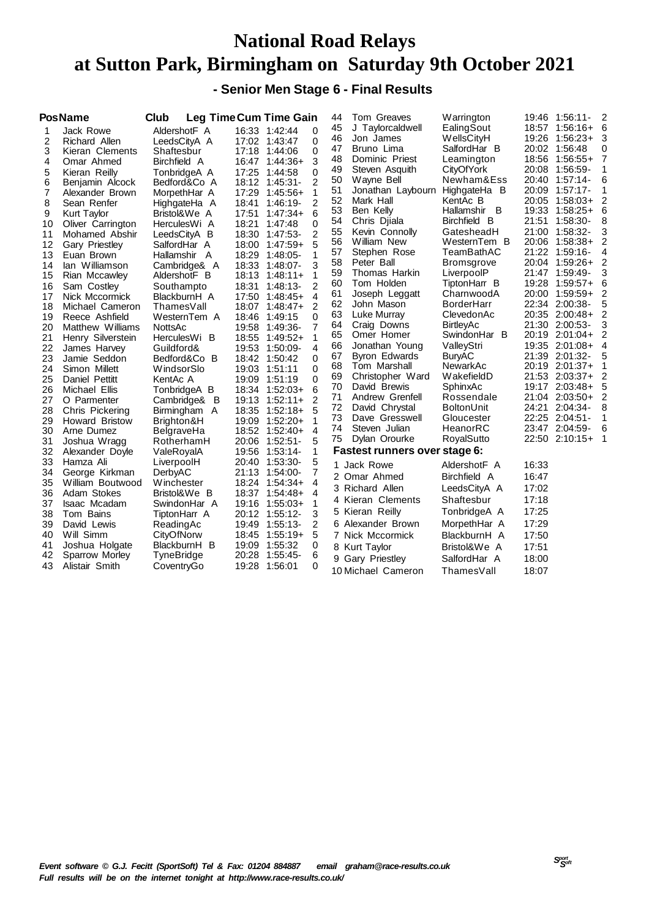# National Road Relays
# at Sutton Park, Birmingham on Saturday 9th October 2021

### - Senior Men Stage 6 - Final Results

| Pos | Name | Club | Leg Time | Cum Time | Gain |
|---|---|---|---|---|---|
| 1 | Jack Rowe | AldershotF A | 16:33 | 1:42:44 | 0 |
| 2 | Richard Allen | LeedsCityA A | 17:02 | 1:43:47 | 0 |
| 3 | Kieran Clements | Shaftesbur | 17:18 | 1:44:06 | 0 |
| 4 | Omar Ahmed | Birchfield A | 16:47 | 1:44:36+ | 3 |
| 5 | Kieran Reilly | TonbridgeA A | 17:25 | 1:44:58 | 0 |
| 6 | Benjamin Alcock | Bedford&Co A | 18:12 | 1:45:31- | 2 |
| 7 | Alexander Brown | MorpethHar A | 17:29 | 1:45:56+ | 1 |
| 8 | Sean Renfer | HighgateHa A | 18:41 | 1:46:19- | 2 |
| 9 | Kurt Taylor | Bristol&We A | 17:51 | 1:47:34+ | 6 |
| 10 | Oliver Carrington | HerculesWi A | 18:21 | 1:47:48 | 0 |
| 11 | Mohamed Abshir | LeedsCityA B | 18:30 | 1:47:53- | 2 |
| 12 | Gary Priestley | SalfordHar A | 18:00 | 1:47:59+ | 5 |
| 13 | Euan Brown | Hallamshir A | 18:29 | 1:48:05- | 1 |
| 14 | Ian Williamson | Cambridge& A | 18:33 | 1:48:07- | 3 |
| 15 | Rian Mccawley | AldershotF B | 18:13 | 1:48:11+ | 1 |
| 16 | Sam Costley | Southampto | 18:31 | 1:48:13- | 2 |
| 17 | Nick Mccormick | BlackburnH A | 17:50 | 1:48:45+ | 4 |
| 18 | Michael Cameron | ThamesVall | 18:07 | 1:48:47+ | 2 |
| 19 | Reece Ashfield | WesternTem A | 18:46 | 1:49:15 | 0 |
| 20 | Matthew Williams | NottsAc | 19:58 | 1:49:36- | 7 |
| 21 | Henry Silverstein | HerculesWi B | 18:55 | 1:49:52+ | 1 |
| 22 | James Harvey | Guildford& | 19:53 | 1:50:09- | 4 |
| 23 | Jamie Seddon | Bedford&Co B | 18:42 | 1:50:42 | 0 |
| 24 | Simon Millett | WindsorSlo | 19:03 | 1:51:11 | 0 |
| 25 | Daniel Pettitt | KentAc A | 19:09 | 1:51:19 | 0 |
| 26 | Michael Ellis | TonbridgeA B | 18:34 | 1:52:03+ | 6 |
| 27 | O Parmenter | Cambridge& B | 19:13 | 1:52:11+ | 2 |
| 28 | Chris Pickering | Birmingham A | 18:35 | 1:52:18+ | 5 |
| 29 | Howard Bristow | Brighton&H | 19:09 | 1:52:20+ | 1 |
| 30 | Arne Dumez | BelgraveHa | 18:52 | 1:52:40+ | 4 |
| 31 | Joshua Wragg | RotherhamH | 20:06 | 1:52:51- | 5 |
| 32 | Alexander Doyle | ValeRoyalA | 19:56 | 1:53:14- | 1 |
| 33 | Hamza Ali | LiverpoolH | 20:40 | 1:53:30- | 5 |
| 34 | George Kirkman | DerbyAC | 21:13 | 1:54:00- | 7 |
| 35 | William Boutwood | Winchester | 18:24 | 1:54:34+ | 4 |
| 36 | Adam Stokes | Bristol&We B | 18:37 | 1:54:48+ | 4 |
| 37 | Isaac Mcadam | SwindonHar A | 19:16 | 1:55:03+ | 1 |
| 38 | Tom Bains | TiptonHarr A | 20:12 | 1:55:12- | 3 |
| 39 | David Lewis | ReadingAc | 19:49 | 1:55:13- | 2 |
| 40 | Will Simm | CityOfNorw | 18:45 | 1:55:19+ | 5 |
| 41 | Joshua Holgate | BlackburnH B | 19:09 | 1:55:32 | 0 |
| 42 | Sparrow Morley | TyneBridge | 20:28 | 1:55:45- | 6 |
| 43 | Alistair Smith | CoventryGo | 19:28 | 1:56:01 | 0 |
| 44 | Tom Greaves | Warrington | 19:46 | 1:56:11- | 2 |
| 45 | J Taylorcaldwell | EalingSout | 18:57 | 1:56:16+ | 6 |
| 46 | Jon James | WellsCityH | 19:26 | 1:56:23+ | 3 |
| 47 | Bruno Lima | SalfordHar B | 20:02 | 1:56:48 | 0 |
| 48 | Dominic Priest | Leamington | 18:56 | 1:56:55+ | 7 |
| 49 | Steven Asquith | CityOfYork | 20:08 | 1:56:59- | 1 |
| 50 | Wayne Bell | Newham&Ess | 20:40 | 1:57:14- | 6 |
| 51 | Jonathan Laybourn | HighgateHa B | 20:09 | 1:57:17- | 1 |
| 52 | Mark Hall | KentAc B | 20:05 | 1:58:03+ | 2 |
| 53 | Ben Kelly | Hallamshir B | 19:33 | 1:58:25+ | 6 |
| 54 | Chris Djiala | Birchfield B | 21:51 | 1:58:30- | 8 |
| 55 | Kevin Connolly | GatesheadH | 21:00 | 1:58:32- | 3 |
| 56 | William New | WesternTem B | 20:06 | 1:58:38+ | 2 |
| 57 | Stephen Rose | TeamBathAC | 21:22 | 1:59:16- | 4 |
| 58 | Peter Ball | Bromsgrove | 20:04 | 1:59:26+ | 2 |
| 59 | Thomas Harkin | LiverpoolP | 21:47 | 1:59:49- | 3 |
| 60 | Tom Holden | TiptonHarr B | 19:28 | 1:59:57+ | 6 |
| 61 | Joseph Leggatt | CharnwoodA | 20:00 | 1:59:59+ | 2 |
| 62 | John Mason | BorderHarr | 22:34 | 2:00:38- | 5 |
| 63 | Luke Murray | ClevedonAc | 20:35 | 2:00:48+ | 2 |
| 64 | Craig Downs | BirtleyAc | 21:30 | 2:00:53- | 3 |
| 65 | Omer Homer | SwindonHar B | 20:19 | 2:01:04+ | 2 |
| 66 | Jonathan Young | ValleyStri | 19:35 | 2:01:08+ | 4 |
| 67 | Byron Edwards | BuryAC | 21:39 | 2:01:32- | 5 |
| 68 | Tom Marshall | NewarkAc | 20:19 | 2:01:37+ | 1 |
| 69 | Christopher Ward | WakefieldD | 21:53 | 2:03:37+ | 2 |
| 70 | David Brewis | SphinxAc | 19:17 | 2:03:48+ | 5 |
| 71 | Andrew Grenfell | Rossendale | 21:04 | 2:03:50+ | 2 |
| 72 | David Chrystal | BoltonUnit | 24:21 | 2:04:34- | 8 |
| 73 | Dave Gresswell | Gloucester | 22:25 | 2:04:51- | 1 |
| 74 | Steven Julian | HeanorRC | 23:47 | 2:04:59- | 6 |
| 75 | Dylan Orourke | RoyalSutto | 22:50 | 2:10:15+ | 1 |

### Fastest runners over stage 6:

| | Name | Club | Time |
|---|---|---|---|
| 1 | Jack Rowe | AldershotF A | 16:33 |
| 2 | Omar Ahmed | Birchfield A | 16:47 |
| 3 | Richard Allen | LeedsCityA A | 17:02 |
| 4 | Kieran Clements | Shaftesbur | 17:18 |
| 5 | Kieran Reilly | TonbridgeA A | 17:25 |
| 6 | Alexander Brown | MorpethHar A | 17:29 |
| 7 | Nick Mccormick | BlackburnH A | 17:50 |
| 8 | Kurt Taylor | Bristol&We A | 17:51 |
| 9 | Gary Priestley | SalfordHar A | 18:00 |
| 10 | Michael Cameron | ThamesVall | 18:07 |

*Event software © G.J. Fecitt (SportSoft) Tel & Fax: 01204 884887 email graham@race-results.co.uk*
*Full results will be on the internet tonight at http://www.race-results.co.uk/*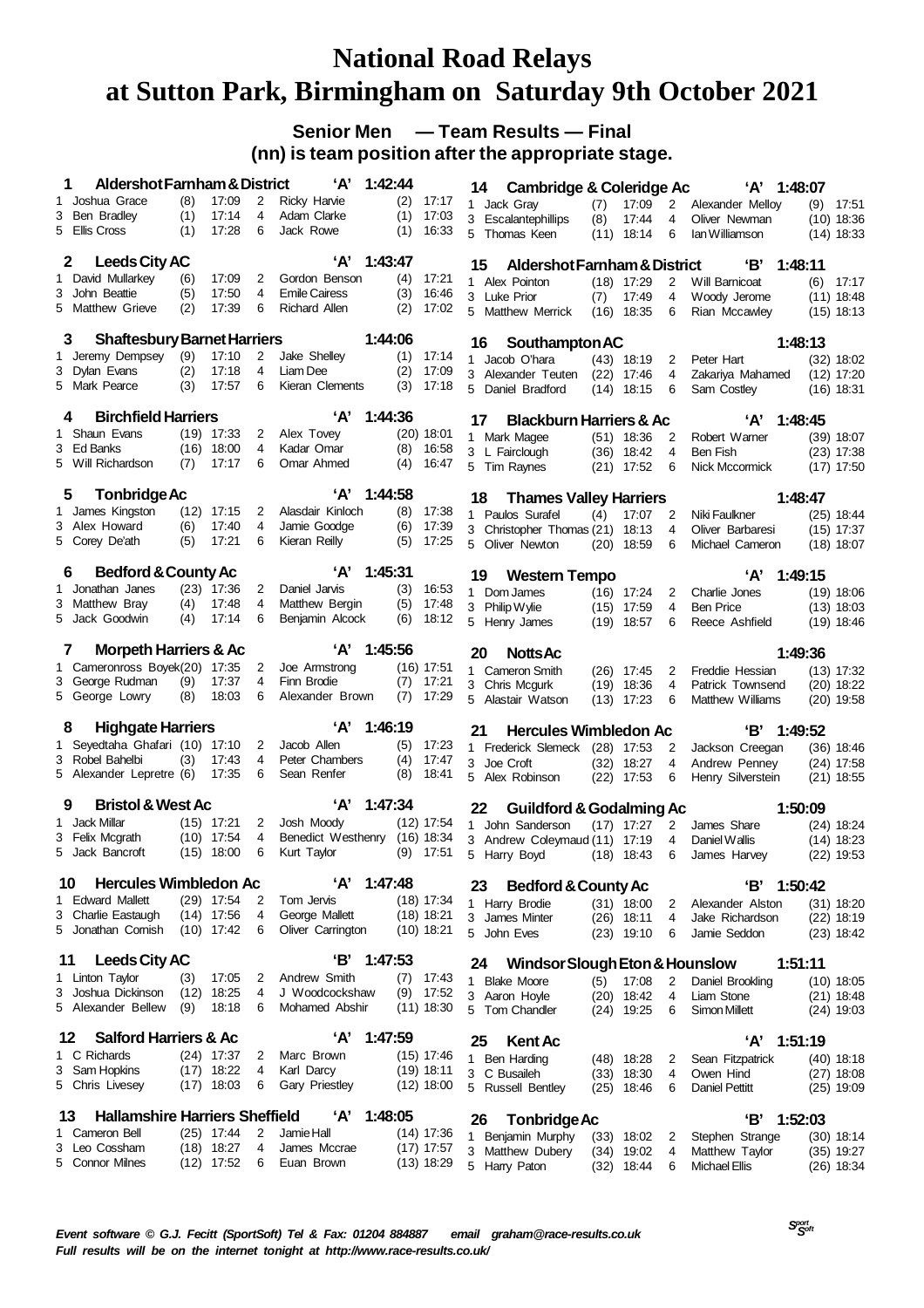# National Road Relays at Sutton Park, Birmingham on Saturday 9th October 2021

## Senior Men — Team Results — Final

**(nn) is team position after the appropriate stage.**

**1 Aldershot Farnham & District 'A' 1:42:44**

| Leg | Runner | Pos | Time | Leg | Runner | Pos | Time |
|---|---|---|---|---|---|---|---|
| 1 | Joshua Grace | (8) | 17:09 | 2 | Ricky Harvie | (2) | 17:17 |
| 3 | Ben Bradley | (1) | 17:14 | 4 | Adam Clarke | (1) | 17:03 |
| 5 | Ellis Cross | (1) | 17:28 | 6 | Jack Rowe | (1) | 16:33 |

**2 Leeds City AC 'A' 1:43:47**

| Leg | Runner | Pos | Time | Leg | Runner | Pos | Time |
|---|---|---|---|---|---|---|---|
| 1 | David Mullarkey | (6) | 17:09 | 2 | Gordon Benson | (4) | 17:21 |
| 3 | John Beattie | (5) | 17:50 | 4 | Emile Cairess | (3) | 16:46 |
| 5 | Matthew Grieve | (2) | 17:39 | 6 | Richard Allen | (2) | 17:02 |

**3 Shaftesbury Barnet Harriers 1:44:06**

| Leg | Runner | Pos | Time | Leg | Runner | Pos | Time |
|---|---|---|---|---|---|---|---|
| 1 | Jeremy Dempsey | (9) | 17:10 | 2 | Jake Shelley | (1) | 17:14 |
| 3 | Dylan Evans | (2) | 17:18 | 4 | Liam Dee | (2) | 17:09 |
| 5 | Mark Pearce | (3) | 17:57 | 6 | Kieran Clements | (3) | 17:18 |

**4 Birchfield Harriers 'A' 1:44:36**

| Leg | Runner | Pos | Time | Leg | Runner | Pos | Time |
|---|---|---|---|---|---|---|---|
| 1 | Shaun Evans | (19) | 17:33 | 2 | Alex Tovey | (20) | 18:01 |
| 3 | Ed Banks | (16) | 18:00 | 4 | Kadar Omar | (8) | 16:58 |
| 5 | Will Richardson | (7) | 17:17 | 6 | Omar Ahmed | (4) | 16:47 |

**5 Tonbridge Ac 'A' 1:44:58**

| Leg | Runner | Pos | Time | Leg | Runner | Pos | Time |
|---|---|---|---|---|---|---|---|
| 1 | James Kingston | (12) | 17:15 | 2 | Alasdair Kinloch | (8) | 17:38 |
| 3 | Alex Howard | (6) | 17:40 | 4 | Jamie Goodge | (6) | 17:39 |
| 5 | Corey De'ath | (5) | 17:21 | 6 | Kieran Reilly | (5) | 17:25 |

**6 Bedford & County Ac 'A' 1:45:31**

| Leg | Runner | Pos | Time | Leg | Runner | Pos | Time |
|---|---|---|---|---|---|---|---|
| 1 | Jonathan Janes | (23) | 17:36 | 2 | Daniel Jarvis | (3) | 16:53 |
| 3 | Matthew Bray | (4) | 17:48 | 4 | Matthew Bergin | (5) | 17:48 |
| 5 | Jack Goodwin | (4) | 17:14 | 6 | Benjamin Alcock | (6) | 18:12 |

**7 Morpeth Harriers & Ac 'A' 1:45:56**

| Leg | Runner | Pos | Time | Leg | Runner | Pos | Time |
|---|---|---|---|---|---|---|---|
| 1 | Cameronross Boyek | (20) | 17:35 | 2 | Joe Armstrong | (16) | 17:51 |
| 3 | George Rudman | (9) | 17:37 | 4 | Finn Brodie | (7) | 17:21 |
| 5 | George Lowry | (8) | 18:03 | 6 | Alexander Brown | (7) | 17:29 |

**8 Highgate Harriers 'A' 1:46:19**

| Leg | Runner | Pos | Time | Leg | Runner | Pos | Time |
|---|---|---|---|---|---|---|---|
| 1 | Seyedtaha Ghafari | (10) | 17:10 | 2 | Jacob Allen | (5) | 17:23 |
| 3 | Robel Bahelbi | (3) | 17:43 | 4 | Peter Chambers | (4) | 17:47 |
| 5 | Alexander Lepretre | (6) | 17:35 | 6 | Sean Renfer | (8) | 18:41 |

**9 Bristol & West Ac 'A' 1:47:34**

| Leg | Runner | Pos | Time | Leg | Runner | Pos | Time |
|---|---|---|---|---|---|---|---|
| 1 | Jack Millar | (15) | 17:21 | 2 | Josh Moody | (12) | 17:54 |
| 3 | Felix Mcgrath | (10) | 17:54 | 4 | Benedict Westhenry | (16) | 18:34 |
| 5 | Jack Bancroft | (15) | 18:00 | 6 | Kurt Taylor | (9) | 17:51 |

**10 Hercules Wimbledon Ac 'A' 1:47:48**

| Leg | Runner | Pos | Time | Leg | Runner | Pos | Time |
|---|---|---|---|---|---|---|---|
| 1 | Edward Mallett | (29) | 17:54 | 2 | Tom Jervis | (18) | 17:34 |
| 3 | Charlie Eastaugh | (14) | 17:56 | 4 | George Mallett | (18) | 18:21 |
| 5 | Jonathan Cornish | (10) | 17:42 | 6 | Oliver Carrington | (10) | 18:21 |

**11 Leeds City AC 'B' 1:47:53**

| Leg | Runner | Pos | Time | Leg | Runner | Pos | Time |
|---|---|---|---|---|---|---|---|
| 1 | Linton Taylor | (3) | 17:05 | 2 | Andrew Smith | (7) | 17:43 |
| 3 | Joshua Dickinson | (12) | 18:25 | 4 | J Woodcockshaw | (9) | 17:52 |
| 5 | Alexander Bellew | (9) | 18:18 | 6 | Mohamed Abshir | (11) | 18:30 |

**12 Salford Harriers & Ac 'A' 1:47:59**

| Leg | Runner | Pos | Time | Leg | Runner | Pos | Time |
|---|---|---|---|---|---|---|---|
| 1 | C Richards | (24) | 17:37 | 2 | Marc Brown | (15) | 17:46 |
| 3 | Sam Hopkins | (17) | 18:22 | 4 | Karl Darcy | (19) | 18:11 |
| 5 | Chris Livesey | (17) | 18:03 | 6 | Gary Priestley | (12) | 18:00 |

**13 Hallamshire Harriers Sheffield 'A' 1:48:05**

| Leg | Runner | Pos | Time | Leg | Runner | Pos | Time |
|---|---|---|---|---|---|---|---|
| 1 | Cameron Bell | (25) | 17:44 | 2 | Jamie Hall | (14) | 17:36 |
| 3 | Leo Cossham | (18) | 18:27 | 4 | James Mccrae | (17) | 17:57 |
| 5 | Connor Milnes | (12) | 17:52 | 6 | Euan Brown | (13) | 18:29 |

**14 Cambridge & Coleridge Ac 'A' 1:48:07**

| Leg | Runner | Pos | Time | Leg | Runner | Pos | Time |
|---|---|---|---|---|---|---|---|
| 1 | Jack Gray | (7) | 17:09 | 2 | Alexander Melloy | (9) | 17:51 |
| 3 | Escalantephillips | (8) | 17:44 | 4 | Oliver Newman | (10) | 18:36 |
| 5 | Thomas Keen | (11) | 18:14 | 6 | Ian Williamson | (14) | 18:33 |

**15 Aldershot Farnham & District 'B' 1:48:11**

| Leg | Runner | Pos | Time | Leg | Runner | Pos | Time |
|---|---|---|---|---|---|---|---|
| 1 | Alex Pointon | (18) | 17:29 | 2 | Will Barnicoat | (6) | 17:17 |
| 3 | Luke Prior | (7) | 17:49 | 4 | Woody Jerome | (11) | 18:48 |
| 5 | Matthew Merrick | (16) | 18:35 | 6 | Rian Mccawley | (15) | 18:13 |

**16 Southampton AC 1:48:13**

| Leg | Runner | Pos | Time | Leg | Runner | Pos | Time |
|---|---|---|---|---|---|---|---|
| 1 | Jacob O'hara | (43) | 18:19 | 2 | Peter Hart | (32) | 18:02 |
| 3 | Alexander Teuten | (22) | 17:46 | 4 | Zakariya Mahamed | (12) | 17:20 |
| 5 | Daniel Bradford | (14) | 18:15 | 6 | Sam Costley | (16) | 18:31 |

**17 Blackburn Harriers & Ac 'A' 1:48:45**

| Leg | Runner | Pos | Time | Leg | Runner | Pos | Time |
|---|---|---|---|---|---|---|---|
| 1 | Mark Magee | (51) | 18:36 | 2 | Robert Warner | (39) | 18:07 |
| 3 | L Fairclough | (36) | 18:42 | 4 | Ben Fish | (23) | 17:38 |
| 5 | Tim Raynes | (21) | 17:52 | 6 | Nick Mccormick | (17) | 17:50 |

**18 Thames Valley Harriers 1:48:47**

| Leg | Runner | Pos | Time | Leg | Runner | Pos | Time |
|---|---|---|---|---|---|---|---|
| 1 | Paulos Surafel | (4) | 17:07 | 2 | Niki Faulkner | (25) | 18:44 |
| 3 | Christopher Thomas | (21) | 18:13 | 4 | Oliver Barbaresi | (15) | 17:37 |
| 5 | Oliver Newton | (20) | 18:59 | 6 | Michael Cameron | (18) | 18:07 |

**19 Western Tempo 'A' 1:49:15**

| Leg | Runner | Pos | Time | Leg | Runner | Pos | Time |
|---|---|---|---|---|---|---|---|
| 1 | Dom James | (16) | 17:24 | 2 | Charlie Jones | (19) | 18:06 |
| 3 | Philip Wylie | (15) | 17:59 | 4 | Ben Price | (13) | 18:03 |
| 5 | Henry James | (19) | 18:57 | 6 | Reece Ashfield | (19) | 18:46 |

**20 Notts Ac 1:49:36**

| Leg | Runner | Pos | Time | Leg | Runner | Pos | Time |
|---|---|---|---|---|---|---|---|
| 1 | Cameron Smith | (26) | 17:45 | 2 | Freddie Hessian | (13) | 17:32 |
| 3 | Chris Mcgurk | (19) | 18:36 | 4 | Patrick Townsend | (20) | 18:22 |
| 5 | Alastair Watson | (13) | 17:23 | 6 | Matthew Williams | (20) | 19:58 |

**21 Hercules Wimbledon Ac 'B' 1:49:52**

| Leg | Runner | Pos | Time | Leg | Runner | Pos | Time |
|---|---|---|---|---|---|---|---|
| 1 | Frederick Slemeck | (28) | 17:53 | 2 | Jackson Creegan | (36) | 18:46 |
| 3 | Joe Croft | (32) | 18:27 | 4 | Andrew Penney | (24) | 17:58 |
| 5 | Alex Robinson | (22) | 17:53 | 6 | Henry Silverstein | (21) | 18:55 |

**22 Guildford & Godalming Ac 1:50:09**

| Leg | Runner | Pos | Time | Leg | Runner | Pos | Time |
|---|---|---|---|---|---|---|---|
| 1 | John Sanderson | (17) | 17:27 | 2 | James Share | (24) | 18:24 |
| 3 | Andrew Coleymaud | (11) | 17:19 | 4 | Daniel Wallis | (14) | 18:23 |
| 5 | Harry Boyd | (18) | 18:43 | 6 | James Harvey | (22) | 19:53 |

**23 Bedford & County Ac 'B' 1:50:42**

| Leg | Runner | Pos | Time | Leg | Runner | Pos | Time |
|---|---|---|---|---|---|---|---|
| 1 | Harry Brodie | (31) | 18:00 | 2 | Alexander Alston | (31) | 18:20 |
| 3 | James Minter | (26) | 18:11 | 4 | Jake Richardson | (22) | 18:19 |
| 5 | John Eves | (23) | 19:10 | 6 | Jamie Seddon | (23) | 18:42 |

**24 Windsor Slough Eton & Hounslow 1:51:11**

| Leg | Runner | Pos | Time | Leg | Runner | Pos | Time |
|---|---|---|---|---|---|---|---|
| 1 | Blake Moore | (5) | 17:08 | 2 | Daniel Brookling | (10) | 18:05 |
| 3 | Aaron Hoyle | (20) | 18:42 | 4 | Liam Stone | (21) | 18:48 |
| 5 | Tom Chandler | (24) | 19:25 | 6 | Simon Millett | (24) | 19:03 |

**25 Kent Ac 'A' 1:51:19**

| Leg | Runner | Pos | Time | Leg | Runner | Pos | Time |
|---|---|---|---|---|---|---|---|
| 1 | Ben Harding | (48) | 18:28 | 2 | Sean Fitzpatrick | (40) | 18:18 |
| 3 | C Busaileh | (33) | 18:30 | 4 | Owen Hind | (27) | 18:08 |
| 5 | Russell Bentley | (25) | 18:46 | 6 | Daniel Pettitt | (25) | 19:09 |

**26 Tonbridge Ac 'B' 1:52:03**

| Leg | Runner | Pos | Time | Leg | Runner | Pos | Time |
|---|---|---|---|---|---|---|---|
| 1 | Benjamin Murphy | (33) | 18:02 | 2 | Stephen Strange | (30) | 18:14 |
| 3 | Matthew Dubery | (34) | 19:02 | 4 | Matthew Taylor | (35) | 19:27 |
| 5 | Harry Paton | (32) | 18:44 | 6 | Michael Ellis | (26) | 18:34 |

*Event software © G.J. Fecitt (SportSoft) Tel & Fax: 01204 884887 email graham@race-results.co.uk*
*Full results will be on the internet tonight at http://www.race-results.co.uk/*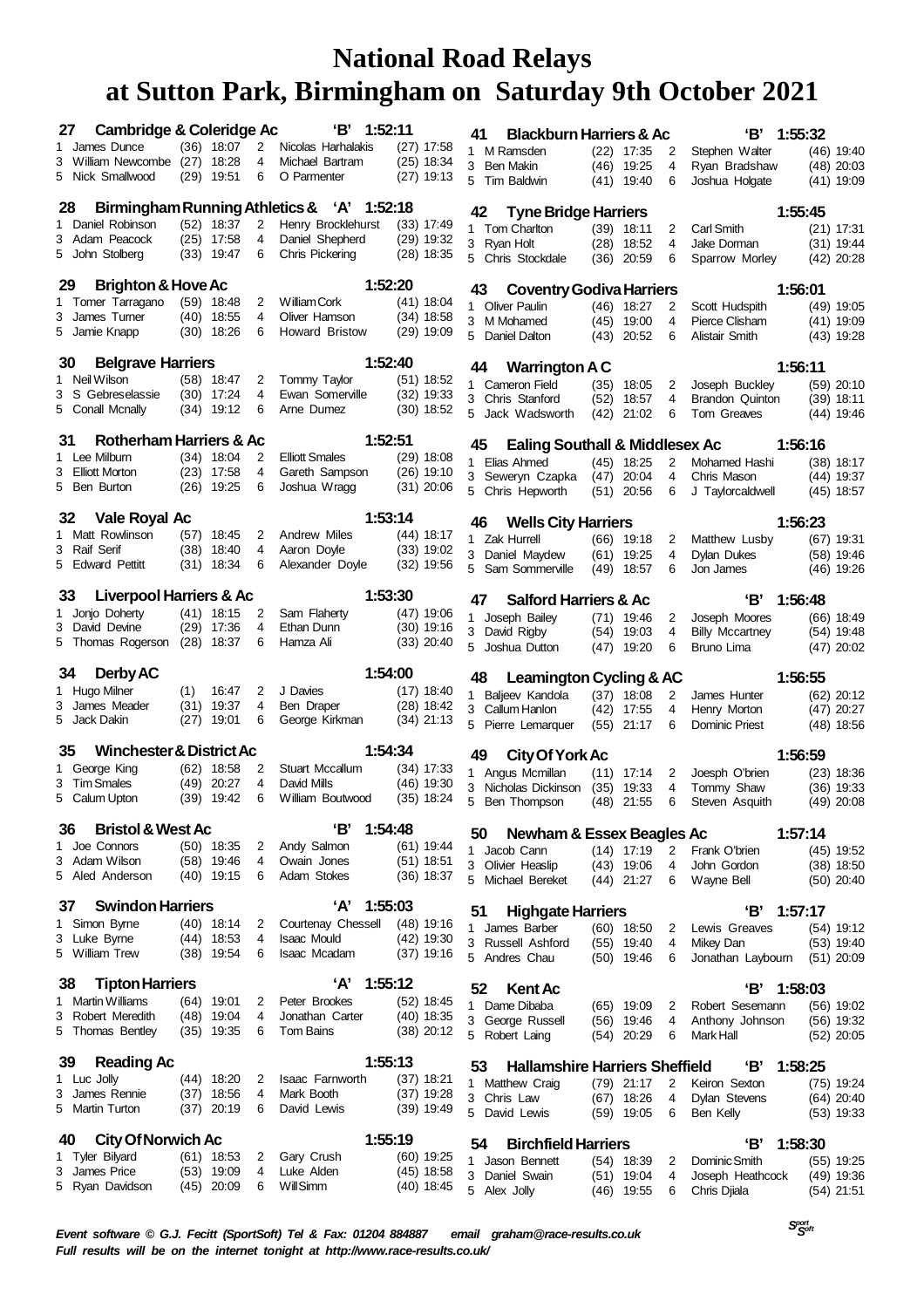# National Road Relays at Sutton Park, Birmingham on Saturday 9th October 2021

**27 Cambridge & Coleridge Ac 'B' 1:52:11**
1 James Dunce (36) 18:07 2 Nicolas Harhalakis (27) 17:58
3 William Newcombe (27) 18:28 4 Michael Bartram (25) 18:34
5 Nick Smallwood (29) 19:51 6 O Parmenter (27) 19:13

**28 Birmingham Running Athletics & 'A' 1:52:18**
1 Daniel Robinson (52) 18:37 2 Henry Brocklehurst (33) 17:49
3 Adam Peacock (25) 17:58 4 Daniel Shepherd (29) 19:32
5 John Stolberg (33) 19:47 6 Chris Pickering (28) 18:35

**29 Brighton & Hove Ac 1:52:20**
1 Tomer Tarragano (59) 18:48 2 William Cork (41) 18:04
3 James Turner (40) 18:55 4 Oliver Hamson (34) 18:58
5 Jamie Knapp (30) 18:26 6 Howard Bristow (29) 19:09

**30 Belgrave Harriers 1:52:40**
1 Neil Wilson (58) 18:47 2 Tommy Taylor (51) 18:52
3 S Gebreselassie (30) 17:24 4 Ewan Somerville (32) 19:33
5 Conall Mcnally (34) 19:12 6 Arne Dumez (30) 18:52

**31 Rotherham Harriers & Ac 1:52:51**
1 Lee Milburn (34) 18:04 2 Elliott Smales (29) 18:08
3 Elliott Morton (23) 17:58 4 Gareth Sampson (26) 19:10
5 Ben Burton (26) 19:25 6 Joshua Wragg (31) 20:06

**32 Vale Royal Ac 1:53:14**
1 Matt Rowlinson (57) 18:45 2 Andrew Miles (44) 18:17
3 Raif Serif (38) 18:40 4 Aaron Doyle (33) 19:02
5 Edward Pettitt (31) 18:34 6 Alexander Doyle (32) 19:56

**33 Liverpool Harriers & Ac 1:53:30**
1 Jonjo Doherty (41) 18:15 2 Sam Flaherty (47) 19:06
3 David Devine (29) 17:36 4 Ethan Dunn (30) 19:16
5 Thomas Rogerson (28) 18:37 6 Hamza Ali (33) 20:40

**34 Derby AC 1:54:00**
1 Hugo Milner (1) 16:47 2 J Davies (17) 18:40
3 James Meader (31) 19:37 4 Ben Draper (28) 18:42
5 Jack Dakin (27) 19:01 6 George Kirkman (34) 21:13

**35 Winchester & District Ac 1:54:34**
1 George King (62) 18:58 2 Stuart Mccallum (34) 17:33
3 Tim Smales (49) 20:27 4 David Mills (46) 19:30
5 Calum Upton (39) 19:42 6 William Boutwood (35) 18:24

**36 Bristol & West Ac 'B' 1:54:48**
1 Joe Connors (50) 18:35 2 Andy Salmon (61) 19:44
3 Adam Wilson (58) 19:46 4 Owain Jones (51) 18:51
5 Aled Anderson (40) 19:15 6 Adam Stokes (36) 18:37

**37 Swindon Harriers 'A' 1:55:03**
1 Simon Byrne (40) 18:14 2 Courtenay Chessell (48) 19:16
3 Luke Byrne (44) 18:53 4 Isaac Mould (42) 19:30
5 William Trew (38) 19:54 6 Isaac Mcadam (37) 19:16

**38 Tipton Harriers 'A' 1:55:12**
1 Martin Williams (64) 19:01 2 Peter Brookes (52) 18:45
3 Robert Meredith (48) 19:04 4 Jonathan Carter (40) 18:35
5 Thomas Bentley (35) 19:35 6 Tom Bains (38) 20:12

**39 Reading Ac 1:55:13**
1 Luc Jolly (44) 18:20 2 Isaac Farnworth (37) 18:21
3 James Rennie (37) 18:56 4 Mark Booth (37) 19:28
5 Martin Turton (37) 20:19 6 David Lewis (39) 19:49

**40 City Of Norwich Ac 1:55:19**
1 Tyler Bilyard (61) 18:53 2 Gary Crush (60) 19:25
3 James Price (53) 19:09 4 Luke Alden (45) 18:58
5 Ryan Davidson (45) 20:09 6 Will Simm (40) 18:45

**41 Blackburn Harriers & Ac 'B' 1:55:32**
1 M Ramsden (22) 17:35 2 Stephen Walter (46) 19:40
3 Ben Makin (46) 19:25 4 Ryan Bradshaw (48) 20:03
5 Tim Baldwin (41) 19:40 6 Joshua Holgate (41) 19:09

**42 Tyne Bridge Harriers 1:55:45**
1 Tom Charlton (39) 18:11 2 Carl Smith (21) 17:31
3 Ryan Holt (28) 18:52 4 Jake Dorman (31) 19:44
5 Chris Stockdale (36) 20:59 6 Sparrow Morley (42) 20:28

**43 Coventry Godiva Harriers 1:56:01**
1 Oliver Paulin (46) 18:27 2 Scott Hudspith (49) 19:05
3 M Mohamed (45) 19:00 4 Pierce Clisham (41) 19:09
5 Daniel Dalton (43) 20:52 6 Alistair Smith (43) 19:28

**44 Warrington A C 1:56:11**
1 Cameron Field (35) 18:05 2 Joseph Buckley (59) 20:10
3 Chris Stanford (52) 18:57 4 Brandon Quinton (39) 18:11
5 Jack Wadsworth (42) 21:02 6 Tom Greaves (44) 19:46

**45 Ealing Southall & Middlesex Ac 1:56:16**
1 Elias Ahmed (45) 18:25 2 Mohamed Hashi (38) 18:17
3 Seweryn Czapka (47) 20:04 4 Chris Mason (44) 19:37
5 Chris Hepworth (51) 20:56 6 J Taylorcaldwell (45) 18:57

**46 Wells City Harriers 1:56:23**
1 Zak Hurrell (66) 19:18 2 Matthew Lusby (67) 19:31
3 Daniel Maydew (61) 19:25 4 Dylan Dukes (58) 19:46
5 Sam Sommerville (49) 18:57 6 Jon James (46) 19:26

**47 Salford Harriers & Ac 'B' 1:56:48**
1 Joseph Bailey (71) 19:46 2 Joseph Moores (66) 18:49
3 David Rigby (54) 19:03 4 Billy Mccartney (54) 19:48
5 Joshua Dutton (47) 19:20 6 Bruno Lima (47) 20:02

**48 Leamington Cycling & AC 1:56:55**
1 Baljeev Kandola (37) 18:08 2 James Hunter (62) 20:12
3 Callum Hanlon (42) 17:55 4 Henry Morton (47) 20:27
5 Pierre Lemarquer (55) 21:17 6 Dominic Priest (48) 18:56

**49 City Of York Ac 1:56:59**
1 Angus Mcmillan (11) 17:14 2 Joesph O'brien (23) 18:36
3 Nicholas Dickinson (35) 19:33 4 Tommy Shaw (36) 19:33
5 Ben Thompson (48) 21:55 6 Steven Asquith (49) 20:08

**50 Newham & Essex Beagles Ac 1:57:14**
1 Jacob Cann (14) 17:19 2 Frank O'brien (45) 19:52
3 Olivier Heaslip (43) 19:06 4 John Gordon (38) 18:50
5 Michael Bereket (44) 21:27 6 Wayne Bell (50) 20:40

**51 Highgate Harriers 'B' 1:57:17**
1 James Barber (60) 18:50 2 Lewis Greaves (54) 19:12
3 Russell Ashford (55) 19:40 4 Mikey Dan (53) 19:40
5 Andres Chau (50) 19:46 6 Jonathan Laybourn (51) 20:09

**52 Kent Ac 'B' 1:58:03**
1 Dame Dibaba (65) 19:09 2 Robert Sesemann (56) 19:02
3 George Russell (56) 19:46 4 Anthony Johnson (56) 19:32
5 Robert Laing (54) 20:29 6 Mark Hall (52) 20:05

**53 Hallamshire Harriers Sheffield 'B' 1:58:25**
1 Matthew Craig (79) 21:17 2 Keiron Sexton (75) 19:24
3 Chris Law (67) 18:26 4 Dylan Stevens (64) 20:40
5 David Lewis (59) 19:05 6 Ben Kelly (53) 19:33

**54 Birchfield Harriers 'B' 1:58:30**
1 Jason Bennett (54) 18:39 2 Dominic Smith (55) 19:25
3 Daniel Swain (51) 19:04 4 Joseph Heathcock (49) 19:36
5 Alex Jolly (46) 19:55 6 Chris Djiala (54) 21:51

*Event software © G.J. Fecitt (SportSoft) Tel & Fax: 01204 884887 email graham@race-results.co.uk*
*Full results will be on the internet tonight at http://www.race-results.co.uk/*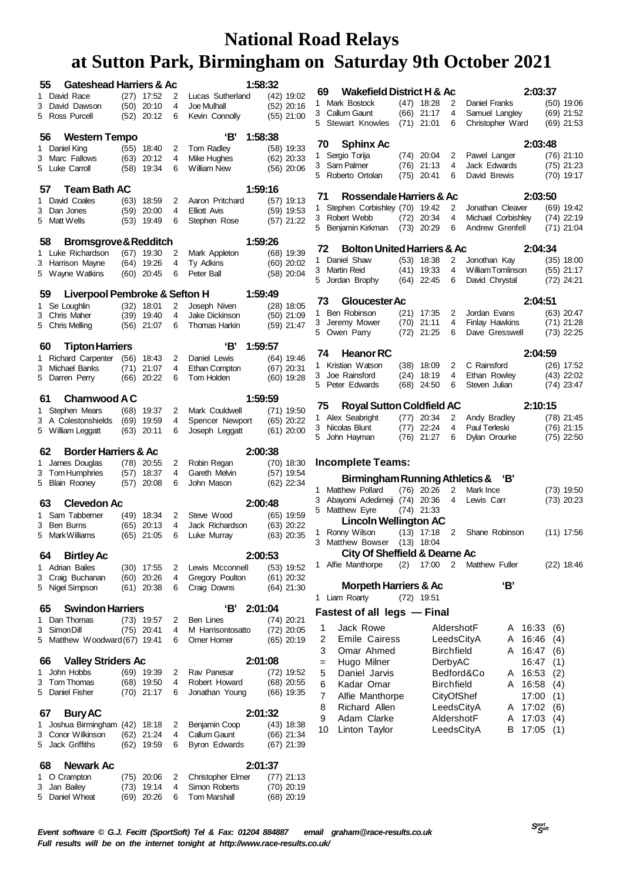# National Road Relays
# at Sutton Park, Birmingham on Saturday 9th October 2021

### 55 Gateshead Harriers & Ac — 1:58:32

| | | | | | | |
|---|---|---|---|---|---|---|
| 1 | David Race | (27) 17:52 | 2 | Lucas Sutherland | (42) 19:02 |
| 3 | David Dawson | (50) 20:10 | 4 | Joe Mulhall | (52) 20:16 |
| 5 | Ross Purcell | (52) 20:12 | 6 | Kevin Connolly | (55) 21:00 |

### 56 Western Tempo 'B' — 1:58:38

| | | | | | |
|---|---|---|---|---|---|
| 1 | Daniel King | (55) 18:40 | 2 | Tom Radley | (58) 19:33 |
| 3 | Marc Fallows | (63) 20:12 | 4 | Mike Hughes | (62) 20:33 |
| 5 | Luke Carroll | (58) 19:34 | 6 | William New | (56) 20:06 |

### 57 Team Bath AC — 1:59:16

| | | | | | |
|---|---|---|---|---|---|
| 1 | David Coales | (63) 18:59 | 2 | Aaron Pritchard | (57) 19:13 |
| 3 | Dan Jones | (59) 20:00 | 4 | Elliott Avis | (59) 19:53 |
| 5 | Matt Wells | (53) 19:49 | 6 | Stephen Rose | (57) 21:22 |

### 58 Bromsgrove&Redditch — 1:59:26

| | | | | | |
|---|---|---|---|---|---|
| 1 | Luke Richardson | (67) 19:30 | 2 | Mark Appleton | (68) 19:39 |
| 3 | Harrison Mayne | (64) 19:26 | 4 | Ty Adkins | (60) 20:02 |
| 5 | Wayne Watkins | (60) 20:45 | 6 | Peter Ball | (58) 20:04 |

### 59 Liverpool Pembroke & Sefton H — 1:59:49

| | | | | | |
|---|---|---|---|---|---|
| 1 | Se Loughlin | (32) 18:01 | 2 | Joseph Niven | (28) 18:05 |
| 3 | Chris Maher | (39) 19:40 | 4 | Jake Dickinson | (50) 21:09 |
| 5 | Chris Melling | (56) 21:07 | 6 | Thomas Harkin | (59) 21:47 |

### 60 Tipton Harriers 'B' — 1:59:57

| | | | | | |
|---|---|---|---|---|---|
| 1 | Richard Carpenter | (56) 18:43 | 2 | Daniel Lewis | (64) 19:46 |
| 3 | Michael Banks | (71) 21:07 | 4 | Ethan Compton | (67) 20:31 |
| 5 | Darren Perry | (66) 20:22 | 6 | Tom Holden | (60) 19:28 |

### 61 Charnwood A C — 1:59:59

| | | | | | |
|---|---|---|---|---|---|
| 1 | Stephen Mears | (68) 19:37 | 2 | Mark Couldwell | (71) 19:50 |
| 3 | A Colestonshields | (69) 19:59 | 4 | Spencer Newport | (65) 20:22 |
| 5 | William Leggatt | (63) 20:11 | 6 | Joseph Leggatt | (61) 20:00 |

### 62 Border Harriers & Ac — 2:00:38

| | | | | | |
|---|---|---|---|---|---|
| 1 | James Douglas | (78) 20:55 | 2 | Robin Regan | (70) 18:30 |
| 3 | Tom Humphries | (57) 18:37 | 4 | Gareth Melvin | (57) 19:54 |
| 5 | Blain Rooney | (57) 20:08 | 6 | John Mason | (62) 22:34 |

### 63 Clevedon Ac — 2:00:48

| | | | | | |
|---|---|---|---|---|---|
| 1 | Sam Tabberner | (49) 18:34 | 2 | Steve Wood | (65) 19:59 |
| 3 | Ben Burns | (65) 20:13 | 4 | Jack Richardson | (63) 20:22 |
| 5 | Mark Williams | (65) 21:05 | 6 | Luke Murray | (63) 20:35 |

### 64 Birtley Ac — 2:00:53

| | | | | | |
|---|---|---|---|---|---|
| 1 | Adrian Bailes | (30) 17:55 | 2 | Lewis Mcconnell | (53) 19:52 |
| 3 | Craig Buchanan | (60) 20:26 | 4 | Gregory Poulton | (61) 20:32 |
| 5 | Nigel Simpson | (61) 20:38 | 6 | Craig Downs | (64) 21:30 |

### 65 Swindon Harriers 'B' — 2:01:04

| | | | | | |
|---|---|---|---|---|---|
| 1 | Dan Thomas | (73) 19:57 | 2 | Ben Lines | (74) 20:21 |
| 3 | Simon Dill | (75) 20:41 | 4 | M Harrisontosatto | (72) 20:05 |
| 5 | Matthew Woodward | (67) 19:41 | 6 | Omer Homer | (65) 20:19 |

### 66 Valley Striders Ac — 2:01:08

| | | | | | |
|---|---|---|---|---|---|
| 1 | John Hobbs | (69) 19:39 | 2 | Rav Panesar | (72) 19:52 |
| 3 | Tom Thomas | (68) 19:50 | 4 | Robert Howard | (68) 20:55 |
| 5 | Daniel Fisher | (70) 21:17 | 6 | Jonathan Young | (66) 19:35 |

### 67 Bury AC — 2:01:32

| | | | | | |
|---|---|---|---|---|---|
| 1 | Joshua Birmingham | (42) 18:18 | 2 | Benjamin Coop | (43) 18:38 |
| 3 | Conor Wilkinson | (62) 21:24 | 4 | Callum Gaunt | (66) 21:34 |
| 5 | Jack Griffiths | (62) 19:59 | 6 | Byron Edwards | (67) 21:39 |

### 68 Newark Ac — 2:01:37

| | | | | | |
|---|---|---|---|---|---|
| 1 | O Crampton | (75) 20:06 | 2 | Christopher Elmer | (77) 21:13 |
| 3 | Jan Bailey | (73) 19:14 | 4 | Simon Roberts | (70) 20:19 |
| 5 | Daniel Wheat | (69) 20:26 | 6 | Tom Marshall | (68) 20:19 |

### 69 Wakefield District H & Ac — 2:03:37

| | | | | | |
|---|---|---|---|---|---|
| 1 | Mark Bostock | (47) 18:28 | 2 | Daniel Franks | (50) 19:06 |
| 3 | Callum Gaunt | (66) 21:17 | 4 | Samuel Langley | (69) 21:52 |
| 5 | Stewart Knowles | (71) 21:01 | 6 | Christopher Ward | (69) 21:53 |

### 70 Sphinx Ac — 2:03:48

| | | | | | |
|---|---|---|---|---|---|
| 1 | Sergio Torija | (74) 20:04 | 2 | Pawel Langer | (76) 21:10 |
| 3 | Sam Palmer | (76) 21:13 | 4 | Jack Edwards | (75) 21:23 |
| 5 | Roberto Ortolan | (75) 20:41 | 6 | David Brewis | (70) 19:17 |

### 71 Rossendale Harriers & Ac — 2:03:50

| | | | | | |
|---|---|---|---|---|---|
| 1 | Stephen Corbishley | (70) 19:42 | 2 | Jonathan Cleaver | (69) 19:42 |
| 3 | Robert Webb | (72) 20:34 | 4 | Michael Corbishley | (74) 22:19 |
| 5 | Benjamin Kirkman | (73) 20:29 | 6 | Andrew Grenfell | (71) 21:04 |

### 72 Bolton United Harriers & Ac — 2:04:34

| | | | | | |
|---|---|---|---|---|---|
| 1 | Daniel Shaw | (53) 18:38 | 2 | Jonothan Kay | (35) 18:00 |
| 3 | Martin Reid | (41) 19:33 | 4 | William Tomlinson | (55) 21:17 |
| 5 | Jordan Brophy | (64) 22:45 | 6 | David Chrystal | (72) 24:21 |

### 73 Gloucester Ac — 2:04:51

| | | | | | |
|---|---|---|---|---|---|
| 1 | Ben Robinson | (21) 17:35 | 2 | Jordan Evans | (63) 20:47 |
| 3 | Jeremy Mower | (70) 21:11 | 4 | Finlay Hawkins | (71) 21:28 |
| 5 | Owen Parry | (72) 21:25 | 6 | Dave Gresswell | (73) 22:25 |

### 74 Heanor RC — 2:04:59

| | | | | | |
|---|---|---|---|---|---|
| 1 | Kristian Watson | (38) 18:09 | 2 | C Rainsford | (26) 17:52 |
| 3 | Joe Rainsford | (24) 18:19 | 4 | Ethan Rowley | (43) 22:02 |
| 5 | Peter Edwards | (68) 24:50 | 6 | Steven Julian | (74) 23:47 |

### 75 Royal Sutton Coldfield AC — 2:10:15

| | | | | | |
|---|---|---|---|---|---|
| 1 | Alex Seabright | (77) 20:34 | 2 | Andy Bradley | (78) 21:45 |
| 3 | Nicolas Blunt | (77) 22:24 | 4 | Paul Terleski | (76) 21:15 |
| 5 | John Hayman | (76) 21:27 | 6 | Dylan Orourke | (75) 22:50 |

## Incomplete Teams:

### Birmingham Running Athletics & 'B'

| | | | | | |
|---|---|---|---|---|---|
| 1 | Matthew Pollard | (76) 20:26 | 2 | Mark Ince | (73) 19:50 |
| 3 | Abayomi Adedimeji | (74) 20:36 | 4 | Lewis Carr | (73) 20:23 |
| 5 | Matthew Eyre | (74) 21:33 | | | |

### Lincoln Wellington AC

| | | | | | |
|---|---|---|---|---|---|
| 1 | Ronny Wilson | (13) 17:18 | 2 | Shane Robinson | (11) 17:56 |
| 3 | Matthew Bowser | (13) 18:04 | | | |

### City Of Sheffield & Dearne Ac

| | | | | | |
|---|---|---|---|---|---|
| 1 | Alfie Manthorpe | (2) 17:00 | 2 | Matthew Fuller | (22) 18:46 |

### Morpeth Harriers & Ac 'B'

| | | | | | |
|---|---|---|---|---|---|
| 1 | Liam Roarty | (72) 19:51 | | | |

## Fastest of all legs — Final

| | | | | | |
|---|---|---|---|---|---|
| 1 | Jack Rowe | AldershotF | A | 16:33 | (6) |
| 2 | Emile Cairess | LeedsCityA | A | 16:46 | (4) |
| 3 | Omar Ahmed | Birchfield | A | 16:47 | (6) |
| = | Hugo Milner | DerbyAC | | 16:47 | (1) |
| 5 | Daniel Jarvis | Bedford&Co | A | 16:53 | (2) |
| 6 | Kadar Omar | Birchfield | A | 16:58 | (4) |
| 7 | Alfie Manthorpe | CityOfShef | | 17:00 | (1) |
| 8 | Richard Allen | LeedsCityA | A | 17:02 | (6) |
| 9 | Adam Clarke | AldershotF | A | 17:03 | (4) |
| 10 | Linton Taylor | LeedsCityA | B | 17:05 | (1) |

*Event software © G.J. Fecitt (SportSoft) Tel & Fax: 01204 884887 email graham@race-results.co.uk*
*Full results will be on the internet tonight at http://www.race-results.co.uk/*